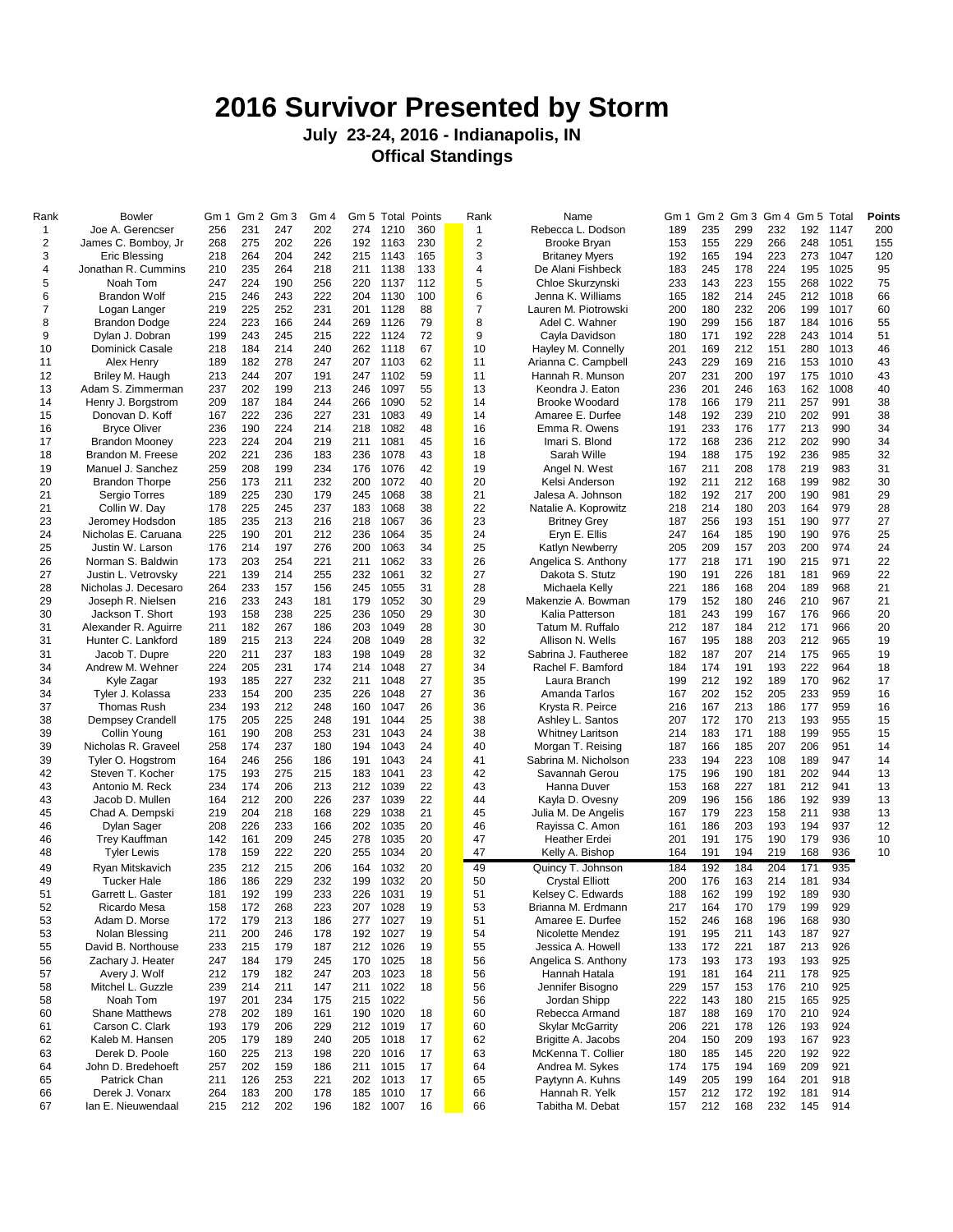# 2016 Survivor Presented by Storm

## July 23-24, 2016 - Indianapolis, IN

## Offical Standings

| Rank | Bowler | Gm 1 | Gm 2 | Gm 3 | Gm 4 | Gm 5 | Total | Points |
|---|---|---|---|---|---|---|---|---|
| 1 | Joe A. Gerencser | 256 | 231 | 247 | 202 | 274 | 1210 | 360 |
| 2 | James C. Bomboy, Jr | 268 | 275 | 202 | 226 | 192 | 1163 | 230 |
| 3 | Eric Blessing | 218 | 264 | 204 | 242 | 215 | 1143 | 165 |
| 4 | Jonathan R. Cummins | 210 | 235 | 264 | 218 | 211 | 1138 | 133 |
| 5 | Noah Tom | 247 | 224 | 190 | 256 | 220 | 1137 | 112 |
| 6 | Brandon Wolf | 215 | 246 | 243 | 222 | 204 | 1130 | 100 |
| 7 | Logan Langer | 219 | 225 | 252 | 231 | 201 | 1128 | 88 |
| 8 | Brandon Dodge | 224 | 223 | 166 | 244 | 269 | 1126 | 79 |
| 9 | Dylan J. Dobran | 199 | 243 | 245 | 215 | 222 | 1124 | 72 |
| 10 | Dominick Casale | 218 | 184 | 214 | 240 | 262 | 1118 | 67 |
| 11 | Alex Henry | 189 | 182 | 278 | 247 | 207 | 1103 | 62 |
| 12 | Briley M. Haugh | 213 | 244 | 207 | 191 | 247 | 1102 | 59 |
| 13 | Adam S. Zimmerman | 237 | 202 | 199 | 213 | 246 | 1097 | 55 |
| 14 | Henry J. Borgstrom | 209 | 187 | 184 | 244 | 266 | 1090 | 52 |
| 15 | Donovan D. Koff | 167 | 222 | 236 | 227 | 231 | 1083 | 49 |
| 16 | Bryce Oliver | 236 | 190 | 224 | 214 | 218 | 1082 | 48 |
| 17 | Brandon Mooney | 223 | 224 | 204 | 219 | 211 | 1081 | 45 |
| 18 | Brandon M. Freese | 202 | 221 | 236 | 183 | 236 | 1078 | 43 |
| 19 | Manuel J. Sanchez | 259 | 208 | 199 | 234 | 176 | 1076 | 42 |
| 20 | Brandon Thorpe | 256 | 173 | 211 | 232 | 200 | 1072 | 40 |
| 21 | Sergio Torres | 189 | 225 | 230 | 179 | 245 | 1068 | 38 |
| 21 | Collin W. Day | 178 | 225 | 245 | 237 | 183 | 1068 | 38 |
| 23 | Jeromey Hodsdon | 185 | 235 | 213 | 216 | 218 | 1067 | 36 |
| 24 | Nicholas E. Caruana | 225 | 190 | 201 | 212 | 236 | 1064 | 35 |
| 25 | Justin W. Larson | 176 | 214 | 197 | 276 | 200 | 1063 | 34 |
| 26 | Norman S. Baldwin | 173 | 203 | 254 | 221 | 211 | 1062 | 33 |
| 27 | Justin L. Vetrovsky | 221 | 139 | 214 | 255 | 232 | 1061 | 32 |
| 28 | Nicholas J. Decesaro | 264 | 233 | 157 | 156 | 245 | 1055 | 31 |
| 29 | Joseph R. Nielsen | 216 | 233 | 243 | 181 | 179 | 1052 | 30 |
| 30 | Jackson T. Short | 193 | 158 | 238 | 225 | 236 | 1050 | 29 |
| 31 | Alexander R. Aguirre | 211 | 182 | 267 | 186 | 203 | 1049 | 28 |
| 31 | Hunter C. Lankford | 189 | 215 | 213 | 224 | 208 | 1049 | 28 |
| 31 | Jacob T. Dupre | 220 | 211 | 237 | 183 | 198 | 1049 | 28 |
| 34 | Andrew M. Wehner | 224 | 205 | 231 | 174 | 214 | 1048 | 27 |
| 34 | Kyle Zagar | 193 | 185 | 227 | 232 | 211 | 1048 | 27 |
| 34 | Tyler J. Kolassa | 233 | 154 | 200 | 235 | 226 | 1048 | 27 |
| 37 | Thomas Rush | 234 | 193 | 212 | 248 | 160 | 1047 | 26 |
| 38 | Dempsey Crandell | 175 | 205 | 225 | 248 | 191 | 1044 | 25 |
| 39 | Collin Young | 161 | 190 | 208 | 253 | 231 | 1043 | 24 |
| 39 | Nicholas R. Graveel | 258 | 174 | 237 | 180 | 194 | 1043 | 24 |
| 39 | Tyler O. Hogstrom | 164 | 246 | 256 | 186 | 191 | 1043 | 24 |
| 42 | Steven T. Kocher | 175 | 193 | 275 | 215 | 183 | 1041 | 23 |
| 43 | Antonio M. Reck | 234 | 174 | 206 | 213 | 212 | 1039 | 22 |
| 43 | Jacob D. Mullen | 164 | 212 | 200 | 226 | 237 | 1039 | 22 |
| 45 | Chad A. Dempski | 219 | 204 | 218 | 168 | 229 | 1038 | 21 |
| 46 | Dylan Sager | 208 | 226 | 233 | 166 | 202 | 1035 | 20 |
| 46 | Trey Kauffman | 142 | 161 | 209 | 245 | 278 | 1035 | 20 |
| 48 | Tyler Lewis | 178 | 159 | 222 | 220 | 255 | 1034 | 20 |
| 49 | Ryan Mitskavich | 235 | 212 | 215 | 206 | 164 | 1032 | 20 |
| 49 | Tucker Hale | 186 | 186 | 229 | 232 | 199 | 1032 | 20 |
| 51 | Garrett L. Gaster | 181 | 192 | 199 | 233 | 226 | 1031 | 19 |
| 52 | Ricardo Mesa | 158 | 172 | 268 | 223 | 207 | 1028 | 19 |
| 53 | Adam D. Morse | 172 | 179 | 213 | 186 | 277 | 1027 | 19 |
| 53 | Nolan Blessing | 211 | 200 | 246 | 178 | 192 | 1027 | 19 |
| 55 | David B. Northouse | 233 | 215 | 179 | 187 | 212 | 1026 | 19 |
| 56 | Zachary J. Heater | 247 | 184 | 179 | 245 | 170 | 1025 | 18 |
| 57 | Avery J. Wolf | 212 | 179 | 182 | 247 | 203 | 1023 | 18 |
| 58 | Mitchel L. Guzzle | 239 | 214 | 211 | 147 | 211 | 1022 | 18 |
| 58 | Noah Tom | 197 | 201 | 234 | 175 | 215 | 1022 | |
| 60 | Shane Matthews | 278 | 202 | 189 | 161 | 190 | 1020 | 18 |
| 61 | Carson C. Clark | 193 | 179 | 206 | 229 | 212 | 1019 | 17 |
| 62 | Kaleb M. Hansen | 205 | 179 | 189 | 240 | 205 | 1018 | 17 |
| 63 | Derek D. Poole | 160 | 225 | 213 | 198 | 220 | 1016 | 17 |
| 64 | John D. Bredehoeft | 257 | 202 | 159 | 186 | 211 | 1015 | 17 |
| 65 | Patrick Chan | 211 | 126 | 253 | 221 | 202 | 1013 | 17 |
| 66 | Derek J. Vonarx | 264 | 183 | 200 | 178 | 185 | 1010 | 17 |
| 67 | Ian E. Nieuwendaal | 215 | 212 | 202 | 196 | 182 | 1007 | 16 |

| Rank | Name | Gm 1 | Gm 2 | Gm 3 | Gm 4 | Gm 5 | Total | Points |
|---|---|---|---|---|---|---|---|---|
| 1 | Rebecca L. Dodson | 189 | 235 | 299 | 232 | 192 | 1147 | 200 |
| 2 | Brooke Bryan | 153 | 155 | 229 | 266 | 248 | 1051 | 155 |
| 3 | Britaney Myers | 192 | 165 | 194 | 223 | 273 | 1047 | 120 |
| 4 | De Alani Fishbeck | 183 | 245 | 178 | 224 | 195 | 1025 | 95 |
| 5 | Chloe Skurzynski | 233 | 143 | 223 | 155 | 268 | 1022 | 75 |
| 6 | Jenna K. Williams | 165 | 182 | 214 | 245 | 212 | 1018 | 66 |
| 7 | Lauren M. Piotrowski | 200 | 180 | 232 | 206 | 199 | 1017 | 60 |
| 8 | Adel C. Wahner | 190 | 299 | 156 | 187 | 184 | 1016 | 55 |
| 9 | Cayla Davidson | 180 | 171 | 192 | 228 | 243 | 1014 | 51 |
| 10 | Hayley M. Connelly | 201 | 169 | 212 | 151 | 280 | 1013 | 46 |
| 11 | Arianna C. Campbell | 243 | 229 | 169 | 216 | 153 | 1010 | 43 |
| 11 | Hannah R. Munson | 207 | 231 | 200 | 197 | 175 | 1010 | 43 |
| 13 | Keondra J. Eaton | 236 | 201 | 246 | 163 | 162 | 1008 | 40 |
| 14 | Brooke Woodard | 178 | 166 | 179 | 211 | 257 | 991 | 38 |
| 14 | Amaree E. Durfee | 148 | 192 | 239 | 210 | 202 | 991 | 38 |
| 16 | Emma R. Owens | 191 | 233 | 176 | 177 | 213 | 990 | 34 |
| 16 | Imari S. Blond | 172 | 168 | 236 | 212 | 202 | 990 | 34 |
| 18 | Sarah Wille | 194 | 188 | 175 | 192 | 236 | 985 | 32 |
| 19 | Angel N. West | 167 | 211 | 208 | 178 | 219 | 983 | 31 |
| 20 | Kelsi Anderson | 192 | 211 | 212 | 168 | 199 | 982 | 30 |
| 21 | Jalesa A. Johnson | 182 | 192 | 217 | 200 | 190 | 981 | 29 |
| 22 | Natalie A. Koprowitz | 218 | 214 | 180 | 203 | 164 | 979 | 28 |
| 23 | Britney Grey | 187 | 256 | 193 | 151 | 190 | 977 | 27 |
| 24 | Eryn E. Ellis | 247 | 164 | 185 | 190 | 190 | 976 | 25 |
| 25 | Katlyn Newberry | 205 | 209 | 157 | 203 | 200 | 974 | 24 |
| 26 | Angelica S. Anthony | 177 | 218 | 171 | 190 | 215 | 971 | 22 |
| 27 | Dakota S. Stutz | 190 | 191 | 226 | 181 | 181 | 969 | 22 |
| 28 | Michaela Kelly | 221 | 186 | 168 | 204 | 189 | 968 | 21 |
| 29 | Makenzie A. Bowman | 179 | 152 | 180 | 246 | 210 | 967 | 21 |
| 30 | Kalia Patterson | 181 | 243 | 199 | 167 | 176 | 966 | 20 |
| 30 | Tatum M. Ruffalo | 212 | 187 | 184 | 212 | 171 | 966 | 20 |
| 32 | Allison N. Wells | 167 | 195 | 188 | 203 | 212 | 965 | 19 |
| 32 | Sabrina J. Fautheree | 182 | 187 | 207 | 214 | 175 | 965 | 19 |
| 34 | Rachel F. Bamford | 184 | 174 | 191 | 193 | 222 | 964 | 18 |
| 35 | Laura Branch | 199 | 212 | 192 | 189 | 170 | 962 | 17 |
| 36 | Amanda Tarlos | 167 | 202 | 152 | 205 | 233 | 959 | 16 |
| 36 | Krysta R. Peirce | 216 | 167 | 213 | 186 | 177 | 959 | 16 |
| 38 | Ashley L. Santos | 207 | 172 | 170 | 213 | 193 | 955 | 15 |
| 38 | Whitney Laritson | 214 | 183 | 171 | 188 | 199 | 955 | 15 |
| 40 | Morgan T. Reising | 187 | 166 | 185 | 207 | 206 | 951 | 14 |
| 41 | Sabrina M. Nicholson | 233 | 194 | 223 | 108 | 189 | 947 | 14 |
| 42 | Savannah Gerou | 175 | 196 | 190 | 181 | 202 | 944 | 13 |
| 43 | Hanna Duver | 153 | 168 | 227 | 181 | 212 | 941 | 13 |
| 44 | Kayla D. Ovesny | 209 | 196 | 156 | 186 | 192 | 939 | 13 |
| 45 | Julia M. De Angelis | 167 | 179 | 223 | 158 | 211 | 938 | 13 |
| 46 | Rayissa C. Amon | 161 | 186 | 203 | 193 | 194 | 937 | 12 |
| 47 | Heather Erdei | 201 | 191 | 175 | 190 | 179 | 936 | 10 |
| 47 | Kelly A. Bishop | 164 | 191 | 194 | 219 | 168 | 936 | 10 |
| 49 | Quincy T. Johnson | 184 | 192 | 184 | 204 | 171 | 935 | |
| 50 | Crystal Elliott | 200 | 176 | 163 | 214 | 181 | 934 | |
| 51 | Kelsey C. Edwards | 188 | 162 | 199 | 192 | 189 | 930 | |
| 53 | Brianna M. Erdmann | 217 | 164 | 170 | 179 | 199 | 929 | |
| 51 | Amaree E. Durfee | 152 | 246 | 168 | 196 | 168 | 930 | |
| 54 | Nicolette Mendez | 191 | 195 | 211 | 143 | 187 | 927 | |
| 55 | Jessica A. Howell | 133 | 172 | 221 | 187 | 213 | 926 | |
| 56 | Angelica S. Anthony | 173 | 193 | 173 | 193 | 193 | 925 | |
| 56 | Hannah Hatala | 191 | 181 | 164 | 211 | 178 | 925 | |
| 56 | Jennifer Bisogno | 229 | 157 | 153 | 176 | 210 | 925 | |
| 56 | Jordan Shipp | 222 | 143 | 180 | 215 | 165 | 925 | |
| 60 | Rebecca Armand | 187 | 188 | 169 | 170 | 210 | 924 | |
| 60 | Skylar McGarrity | 206 | 221 | 178 | 126 | 193 | 924 | |
| 62 | Brigitte A. Jacobs | 204 | 150 | 209 | 193 | 167 | 923 | |
| 63 | McKenna T. Collier | 180 | 185 | 145 | 220 | 192 | 922 | |
| 64 | Andrea M. Sykes | 174 | 175 | 194 | 169 | 209 | 921 | |
| 65 | Paytynn A. Kuhns | 149 | 205 | 199 | 164 | 201 | 918 | |
| 66 | Hannah R. Yelk | 157 | 212 | 172 | 192 | 181 | 914 | |
| 66 | Tabitha M. Debat | 157 | 212 | 168 | 232 | 145 | 914 | |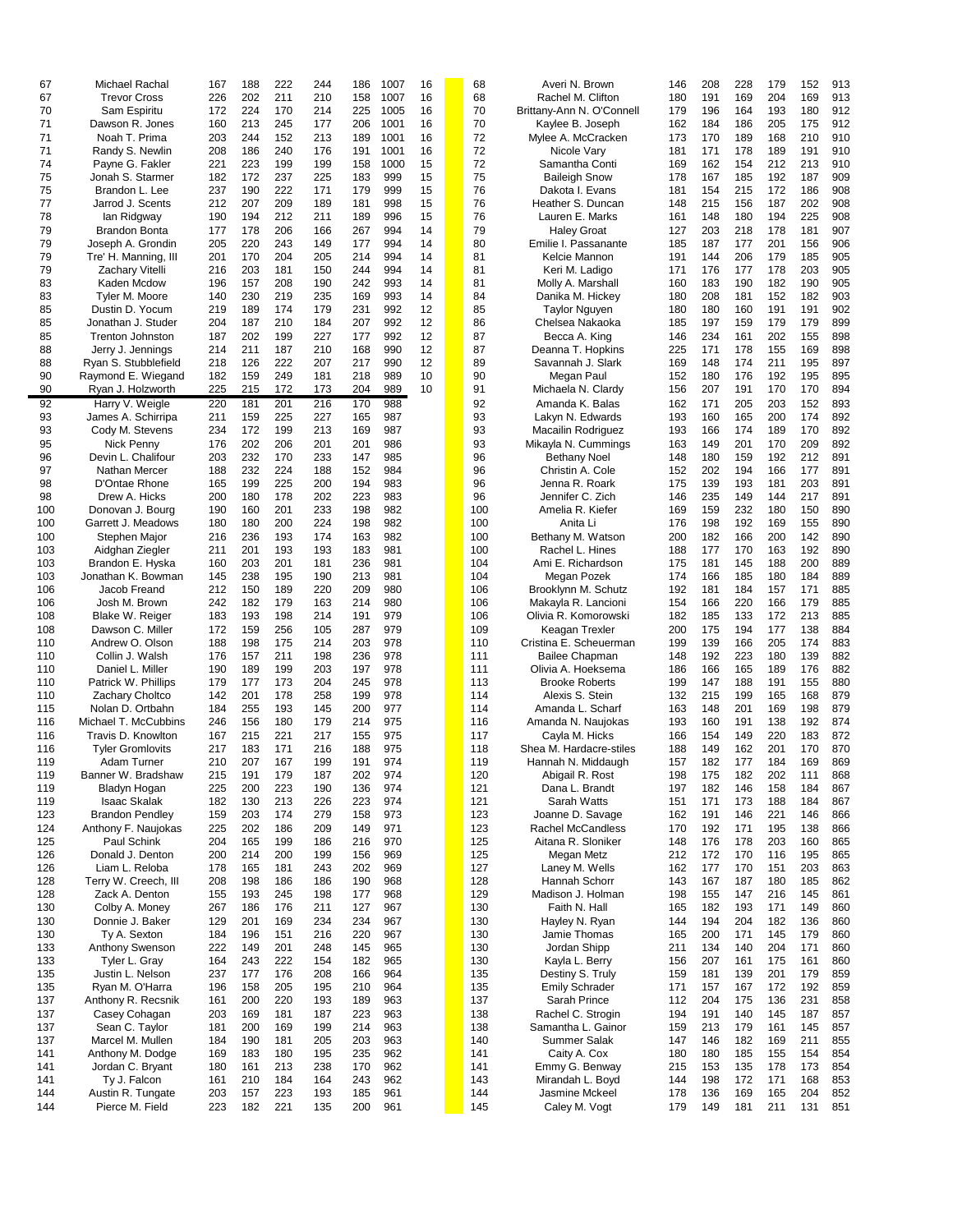| | | | | | | | | | | | | | | | | | |
|---|---|---|---|---|---|---|---|---|---|---|---|---|---|---|---|---|---|
| 67 | Michael Rachal | 167 | 188 | 222 | 244 | 186 | 1007 | 16 | 68 | Averi N. Brown | 146 | 208 | 228 | 179 | 152 | 913 |
| 67 | Trevor Cross | 226 | 202 | 211 | 210 | 158 | 1007 | 16 | 68 | Rachel M. Clifton | 180 | 191 | 169 | 204 | 169 | 913 |
| 70 | Sam Espiritu | 172 | 224 | 170 | 214 | 225 | 1005 | 16 | 70 | Brittany-Ann N. O'Connell | 179 | 196 | 164 | 193 | 180 | 912 |
| 71 | Dawson R. Jones | 160 | 213 | 245 | 177 | 206 | 1001 | 16 | 70 | Kaylee B. Joseph | 162 | 184 | 186 | 205 | 175 | 912 |
| 71 | Noah T. Prima | 203 | 244 | 152 | 213 | 189 | 1001 | 16 | 72 | Mylee A. McCracken | 173 | 170 | 189 | 168 | 210 | 910 |
| 71 | Randy S. Newlin | 208 | 186 | 240 | 176 | 191 | 1001 | 16 | 72 | Nicole Vary | 181 | 171 | 178 | 189 | 191 | 910 |
| 74 | Payne G. Fakler | 221 | 223 | 199 | 199 | 158 | 1000 | 15 | 72 | Samantha Conti | 169 | 162 | 154 | 212 | 213 | 910 |
| 75 | Jonah S. Starmer | 182 | 172 | 237 | 225 | 183 | 999 | 15 | 75 | Baileigh Snow | 178 | 167 | 185 | 192 | 187 | 909 |
| 75 | Brandon L. Lee | 237 | 190 | 222 | 171 | 179 | 999 | 15 | 76 | Dakota I. Evans | 181 | 154 | 215 | 172 | 186 | 908 |
| 77 | Jarrod J. Scents | 212 | 207 | 209 | 189 | 181 | 998 | 15 | 76 | Heather S. Duncan | 148 | 215 | 156 | 187 | 202 | 908 |
| 78 | Ian Ridgway | 190 | 194 | 212 | 211 | 189 | 996 | 15 | 76 | Lauren E. Marks | 161 | 148 | 180 | 194 | 225 | 908 |
| 79 | Brandon Bonta | 177 | 178 | 206 | 166 | 267 | 994 | 14 | 79 | Haley Groat | 127 | 203 | 218 | 178 | 181 | 907 |
| 79 | Joseph A. Grondin | 205 | 220 | 243 | 149 | 177 | 994 | 14 | 80 | Emilie I. Passanante | 185 | 187 | 177 | 201 | 156 | 906 |
| 79 | Tre' H. Manning, III | 201 | 170 | 204 | 205 | 214 | 994 | 14 | 81 | Kelcie Mannon | 191 | 144 | 206 | 179 | 185 | 905 |
| 79 | Zachary Vitelli | 216 | 203 | 181 | 150 | 244 | 994 | 14 | 81 | Keri M. Ladigo | 171 | 176 | 177 | 178 | 203 | 905 |
| 83 | Kaden Mcdow | 196 | 157 | 208 | 190 | 242 | 993 | 14 | 81 | Molly A. Marshall | 160 | 183 | 190 | 182 | 190 | 905 |
| 83 | Tyler M. Moore | 140 | 230 | 219 | 235 | 169 | 993 | 14 | 84 | Danika M. Hickey | 180 | 208 | 181 | 152 | 182 | 903 |
| 85 | Dustin D. Yocum | 219 | 189 | 174 | 179 | 231 | 992 | 12 | 85 | Taylor Nguyen | 180 | 180 | 160 | 191 | 191 | 902 |
| 85 | Jonathan J. Studer | 204 | 187 | 210 | 184 | 207 | 992 | 12 | 86 | Chelsea Nakaoka | 185 | 197 | 159 | 179 | 179 | 899 |
| 85 | Trenton Johnston | 187 | 202 | 199 | 227 | 177 | 992 | 12 | 87 | Becca A. King | 146 | 234 | 161 | 202 | 155 | 898 |
| 88 | Jerry J. Jennings | 214 | 211 | 187 | 210 | 168 | 990 | 12 | 87 | Deanna T. Hopkins | 225 | 171 | 178 | 155 | 169 | 898 |
| 88 | Ryan S. Stubblefield | 218 | 126 | 222 | 207 | 217 | 990 | 12 | 89 | Savannah J. Slark | 169 | 148 | 174 | 211 | 195 | 897 |
| 90 | Raymond E. Wiegand | 182 | 159 | 249 | 181 | 218 | 989 | 10 | 90 | Megan Paul | 152 | 180 | 176 | 192 | 195 | 895 |
| 90 | Ryan J. Holzworth | 225 | 215 | 172 | 173 | 204 | 989 | 10 | 91 | Michaela N. Clardy | 156 | 207 | 191 | 170 | 170 | 894 |
| 92 | Harry V. Weigle | 220 | 181 | 201 | 216 | 170 | 988 | | 92 | Amanda K. Balas | 162 | 171 | 205 | 203 | 152 | 893 |
| 93 | James A. Schirripa | 211 | 159 | 225 | 227 | 165 | 987 | | 93 | Lakyn N. Edwards | 193 | 160 | 165 | 200 | 174 | 892 |
| 93 | Cody M. Stevens | 234 | 172 | 199 | 213 | 169 | 987 | | 93 | Macailin Rodriguez | 193 | 166 | 174 | 189 | 170 | 892 |
| 95 | Nick Penny | 176 | 202 | 206 | 201 | 201 | 986 | | 93 | Mikayla N. Cummings | 163 | 149 | 201 | 170 | 209 | 892 |
| 96 | Devin L. Chalifour | 203 | 232 | 170 | 233 | 147 | 985 | | 96 | Bethany Noel | 148 | 180 | 159 | 192 | 212 | 891 |
| 97 | Nathan Mercer | 188 | 232 | 224 | 188 | 152 | 984 | | 96 | Christin A. Cole | 152 | 202 | 194 | 166 | 177 | 891 |
| 98 | D'Ontae Rhone | 165 | 199 | 225 | 200 | 194 | 983 | | 96 | Jenna R. Roark | 175 | 139 | 193 | 181 | 203 | 891 |
| 98 | Drew A. Hicks | 200 | 180 | 178 | 202 | 223 | 983 | | 96 | Jennifer C. Zich | 146 | 235 | 149 | 144 | 217 | 891 |
| 100 | Donovan J. Bourg | 190 | 160 | 201 | 233 | 198 | 982 | | 100 | Amelia R. Kiefer | 169 | 159 | 232 | 180 | 150 | 890 |
| 100 | Garrett J. Meadows | 180 | 180 | 200 | 224 | 198 | 982 | | 100 | Anita Li | 176 | 198 | 192 | 169 | 155 | 890 |
| 100 | Stephen Major | 216 | 236 | 193 | 174 | 163 | 982 | | 100 | Bethany M. Watson | 200 | 182 | 166 | 200 | 142 | 890 |
| 103 | Aidghan Ziegler | 211 | 201 | 193 | 193 | 183 | 981 | | 100 | Rachel L. Hines | 188 | 177 | 170 | 163 | 192 | 890 |
| 103 | Brandon E. Hyska | 160 | 203 | 201 | 181 | 236 | 981 | | 104 | Ami E. Richardson | 175 | 181 | 145 | 188 | 200 | 889 |
| 103 | Jonathan K. Bowman | 145 | 238 | 195 | 190 | 213 | 981 | | 104 | Megan Pozek | 174 | 166 | 185 | 180 | 184 | 889 |
| 106 | Jacob Freand | 212 | 150 | 189 | 220 | 209 | 980 | | 106 | Brooklynn M. Schutz | 192 | 181 | 184 | 157 | 171 | 885 |
| 106 | Josh M. Brown | 242 | 182 | 179 | 163 | 214 | 980 | | 106 | Makayla R. Lancioni | 154 | 166 | 220 | 166 | 179 | 885 |
| 108 | Blake W. Reiger | 183 | 193 | 198 | 214 | 191 | 979 | | 106 | Olivia R. Komorowski | 182 | 185 | 133 | 172 | 213 | 885 |
| 108 | Dawson C. Miller | 172 | 159 | 256 | 105 | 287 | 979 | | 109 | Keagan Trexler | 200 | 175 | 194 | 177 | 138 | 884 |
| 110 | Andrew O. Olson | 188 | 198 | 175 | 214 | 203 | 978 | | 110 | Cristina E. Scheuerman | 199 | 139 | 166 | 205 | 174 | 883 |
| 110 | Collin J. Walsh | 176 | 157 | 211 | 198 | 236 | 978 | | 111 | Bailee Chapman | 148 | 192 | 223 | 180 | 139 | 882 |
| 110 | Daniel L. Miller | 190 | 189 | 199 | 203 | 197 | 978 | | 111 | Olivia A. Hoeksema | 186 | 166 | 165 | 189 | 176 | 882 |
| 110 | Patrick W. Phillips | 179 | 177 | 173 | 204 | 245 | 978 | | 113 | Brooke Roberts | 199 | 147 | 188 | 191 | 155 | 880 |
| 110 | Zachary Choltco | 142 | 201 | 178 | 258 | 199 | 978 | | 114 | Alexis S. Stein | 132 | 215 | 199 | 165 | 168 | 879 |
| 115 | Nolan D. Ortbahn | 184 | 255 | 193 | 145 | 200 | 977 | | 114 | Amanda L. Scharf | 163 | 148 | 201 | 169 | 198 | 879 |
| 116 | Michael T. McCubbins | 246 | 156 | 180 | 179 | 214 | 975 | | 116 | Amanda N. Naujokas | 193 | 160 | 191 | 138 | 192 | 874 |
| 116 | Travis D. Knowlton | 167 | 215 | 221 | 217 | 155 | 975 | | 117 | Cayla M. Hicks | 166 | 154 | 149 | 220 | 183 | 872 |
| 116 | Tyler Gromlovits | 217 | 183 | 171 | 216 | 188 | 975 | | 118 | Shea M. Hardacre-stiles | 188 | 149 | 162 | 201 | 170 | 870 |
| 119 | Adam Turner | 210 | 207 | 167 | 199 | 191 | 974 | | 119 | Hannah N. Middaugh | 157 | 182 | 177 | 184 | 169 | 869 |
| 119 | Banner W. Bradshaw | 215 | 191 | 179 | 187 | 202 | 974 | | 120 | Abigail R. Rost | 198 | 175 | 182 | 202 | 111 | 868 |
| 119 | Bladyn Hogan | 225 | 200 | 223 | 190 | 136 | 974 | | 121 | Dana L. Brandt | 197 | 182 | 146 | 158 | 184 | 867 |
| 119 | Isaac Skalak | 182 | 130 | 213 | 226 | 223 | 974 | | 121 | Sarah Watts | 151 | 171 | 173 | 188 | 184 | 867 |
| 123 | Brandon Pendley | 159 | 203 | 174 | 279 | 158 | 973 | | 123 | Joanne D. Savage | 162 | 191 | 146 | 221 | 146 | 866 |
| 124 | Anthony F. Naujokas | 225 | 202 | 186 | 209 | 149 | 971 | | 123 | Rachel McCandless | 170 | 192 | 171 | 195 | 138 | 866 |
| 125 | Paul Schink | 204 | 165 | 199 | 186 | 216 | 970 | | 125 | Aitana R. Sloniker | 148 | 176 | 178 | 203 | 160 | 865 |
| 126 | Donald J. Denton | 200 | 214 | 200 | 199 | 156 | 969 | | 125 | Megan Metz | 212 | 172 | 170 | 116 | 195 | 865 |
| 126 | Liam L. Reloba | 178 | 165 | 181 | 243 | 202 | 969 | | 127 | Laney M. Wells | 162 | 177 | 170 | 151 | 203 | 863 |
| 128 | Terry W. Creech, III | 208 | 198 | 186 | 186 | 190 | 968 | | 128 | Hannah Schorr | 143 | 167 | 187 | 180 | 185 | 862 |
| 128 | Zack A. Denton | 155 | 193 | 245 | 198 | 177 | 968 | | 129 | Madison J. Holman | 198 | 155 | 147 | 216 | 145 | 861 |
| 130 | Colby A. Money | 267 | 186 | 176 | 211 | 127 | 967 | | 130 | Faith N. Hall | 165 | 182 | 193 | 171 | 149 | 860 |
| 130 | Donnie J. Baker | 129 | 201 | 169 | 234 | 234 | 967 | | 130 | Hayley N. Ryan | 144 | 194 | 204 | 182 | 136 | 860 |
| 130 | Ty A. Sexton | 184 | 196 | 151 | 216 | 220 | 967 | | 130 | Jamie Thomas | 165 | 200 | 171 | 145 | 179 | 860 |
| 133 | Anthony Swenson | 222 | 149 | 201 | 248 | 145 | 965 | | 130 | Jordan Shipp | 211 | 134 | 140 | 204 | 171 | 860 |
| 133 | Tyler L. Gray | 164 | 243 | 222 | 154 | 182 | 965 | | 130 | Kayla L. Berry | 156 | 207 | 161 | 175 | 161 | 860 |
| 135 | Justin L. Nelson | 237 | 177 | 176 | 208 | 166 | 964 | | 135 | Destiny S. Truly | 159 | 181 | 139 | 201 | 179 | 859 |
| 135 | Ryan M. O'Harra | 196 | 158 | 205 | 195 | 210 | 964 | | 135 | Emily Schrader | 171 | 157 | 167 | 172 | 192 | 859 |
| 137 | Anthony R. Recsnik | 161 | 200 | 220 | 193 | 189 | 963 | | 137 | Sarah Prince | 112 | 204 | 175 | 136 | 231 | 858 |
| 137 | Casey Cohagan | 203 | 169 | 181 | 187 | 223 | 963 | | 138 | Rachel C. Strogin | 194 | 191 | 140 | 145 | 187 | 857 |
| 137 | Sean C. Taylor | 181 | 200 | 169 | 199 | 214 | 963 | | 138 | Samantha L. Gainor | 159 | 213 | 179 | 161 | 145 | 857 |
| 137 | Marcel M. Mullen | 184 | 190 | 181 | 205 | 203 | 963 | | 140 | Summer Salak | 147 | 146 | 182 | 169 | 211 | 855 |
| 141 | Anthony M. Dodge | 169 | 183 | 180 | 195 | 235 | 962 | | 141 | Caity A. Cox | 180 | 180 | 185 | 155 | 154 | 854 |
| 141 | Jordan C. Bryant | 180 | 161 | 213 | 238 | 170 | 962 | | 141 | Emmy G. Benway | 215 | 153 | 135 | 178 | 173 | 854 |
| 141 | Ty J. Falcon | 161 | 210 | 184 | 164 | 243 | 962 | | 143 | Mirandah L. Boyd | 144 | 198 | 172 | 171 | 168 | 853 |
| 144 | Austin R. Tungate | 203 | 157 | 223 | 193 | 185 | 961 | | 144 | Jasmine Mckeel | 178 | 136 | 169 | 165 | 204 | 852 |
| 144 | Pierce M. Field | 223 | 182 | 221 | 135 | 200 | 961 | | 145 | Caley M. Vogt | 179 | 149 | 181 | 211 | 131 | 851 |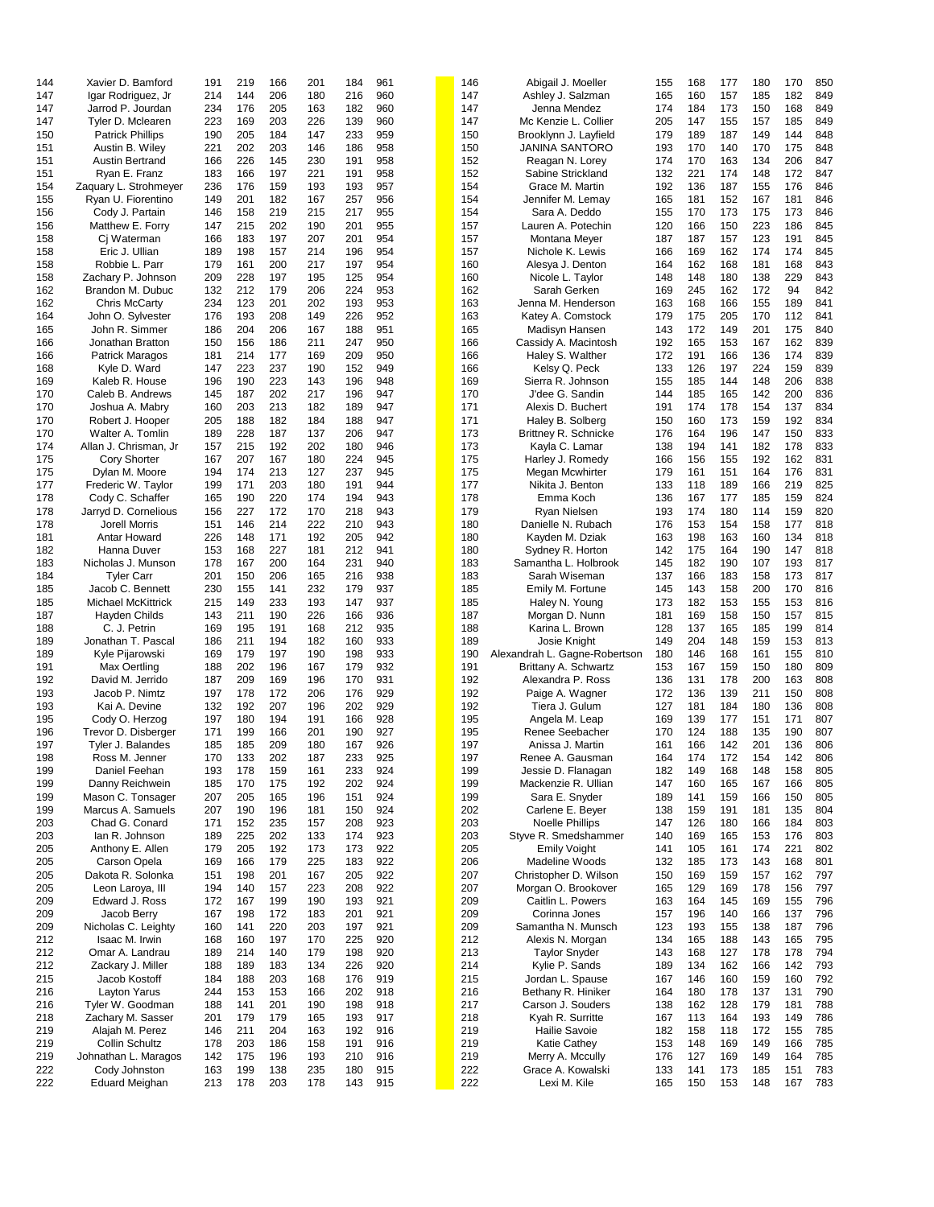| Rank | Name | G1 | G2 | G3 | G4 | G5 | Total |
|---|---|---|---|---|---|---|---|
| 144 | Xavier D. Bamford | 191 | 219 | 166 | 201 | 184 | 961 |
| 147 | Igar Rodriguez, Jr | 214 | 144 | 206 | 180 | 216 | 960 |
| 147 | Jarrod P. Jourdan | 234 | 176 | 205 | 163 | 182 | 960 |
| 147 | Tyler D. Mclearen | 223 | 169 | 203 | 226 | 139 | 960 |
| 150 | Patrick Phillips | 190 | 205 | 184 | 147 | 233 | 959 |
| 151 | Austin B. Wiley | 221 | 202 | 203 | 146 | 186 | 958 |
| 151 | Austin Bertrand | 166 | 226 | 145 | 230 | 191 | 958 |
| 151 | Ryan E. Franz | 183 | 166 | 197 | 221 | 191 | 958 |
| 154 | Zaquary L. Strohmeyer | 236 | 176 | 159 | 193 | 193 | 957 |
| 155 | Ryan U. Fiorentino | 149 | 201 | 182 | 167 | 257 | 956 |
| 156 | Cody J. Partain | 146 | 158 | 219 | 215 | 217 | 955 |
| 156 | Matthew E. Forry | 147 | 215 | 202 | 190 | 201 | 955 |
| 158 | Cj Waterman | 166 | 183 | 197 | 207 | 201 | 954 |
| 158 | Eric J. Ullian | 189 | 198 | 157 | 214 | 196 | 954 |
| 158 | Robbie L. Parr | 179 | 161 | 200 | 217 | 197 | 954 |
| 158 | Zachary P. Johnson | 209 | 228 | 197 | 195 | 125 | 954 |
| 162 | Brandon M. Dubuc | 132 | 212 | 179 | 206 | 224 | 953 |
| 162 | Chris McCarty | 234 | 123 | 201 | 202 | 193 | 953 |
| 164 | John O. Sylvester | 176 | 193 | 208 | 149 | 226 | 952 |
| 165 | John R. Simmer | 186 | 204 | 206 | 167 | 188 | 951 |
| 166 | Jonathan Bratton | 150 | 156 | 186 | 211 | 247 | 950 |
| 166 | Patrick Maragos | 181 | 214 | 177 | 169 | 209 | 950 |
| 168 | Kyle D. Ward | 147 | 223 | 237 | 190 | 152 | 949 |
| 169 | Kaleb R. House | 196 | 190 | 223 | 143 | 196 | 948 |
| 170 | Caleb B. Andrews | 145 | 187 | 202 | 217 | 196 | 947 |
| 170 | Joshua A. Mabry | 160 | 203 | 213 | 182 | 189 | 947 |
| 170 | Robert J. Hooper | 205 | 188 | 182 | 184 | 188 | 947 |
| 170 | Walter A. Tomlin | 189 | 228 | 187 | 137 | 206 | 947 |
| 174 | Allan J. Chrisman, Jr | 157 | 215 | 192 | 202 | 180 | 946 |
| 175 | Cory Shorter | 167 | 207 | 167 | 180 | 224 | 945 |
| 175 | Dylan M. Moore | 194 | 174 | 213 | 127 | 237 | 945 |
| 177 | Frederic W. Taylor | 199 | 171 | 203 | 180 | 191 | 944 |
| 178 | Cody C. Schaffer | 165 | 190 | 220 | 174 | 194 | 943 |
| 178 | Jarryd D. Cornelious | 156 | 227 | 172 | 170 | 218 | 943 |
| 178 | Jorell Morris | 151 | 146 | 214 | 222 | 210 | 943 |
| 181 | Antar Howard | 226 | 148 | 171 | 192 | 205 | 942 |
| 182 | Hanna Duver | 153 | 168 | 227 | 181 | 212 | 941 |
| 183 | Nicholas J. Munson | 178 | 167 | 200 | 164 | 231 | 940 |
| 184 | Tyler Carr | 201 | 150 | 206 | 165 | 216 | 938 |
| 185 | Jacob C. Bennett | 230 | 155 | 141 | 232 | 179 | 937 |
| 185 | Michael McKittrick | 215 | 149 | 233 | 193 | 147 | 937 |
| 187 | Hayden Childs | 143 | 211 | 190 | 226 | 166 | 936 |
| 188 | C. J. Petrin | 169 | 195 | 191 | 168 | 212 | 935 |
| 189 | Jonathan T. Pascal | 186 | 211 | 194 | 182 | 160 | 933 |
| 189 | Kyle Pijarowski | 169 | 179 | 197 | 190 | 198 | 933 |
| 191 | Max Oertling | 188 | 202 | 196 | 167 | 179 | 932 |
| 192 | David M. Jerrido | 187 | 209 | 169 | 196 | 170 | 931 |
| 193 | Jacob P. Nimtz | 197 | 178 | 172 | 206 | 176 | 929 |
| 193 | Kai A. Devine | 132 | 192 | 207 | 196 | 202 | 929 |
| 195 | Cody O. Herzog | 197 | 180 | 194 | 191 | 166 | 928 |
| 196 | Trevor D. Disberger | 171 | 199 | 166 | 201 | 190 | 927 |
| 197 | Tyler J. Balandes | 185 | 185 | 209 | 180 | 167 | 926 |
| 198 | Ross M. Jenner | 170 | 133 | 202 | 187 | 233 | 925 |
| 199 | Daniel Feehan | 193 | 178 | 159 | 161 | 233 | 924 |
| 199 | Danny Reichwein | 185 | 170 | 175 | 192 | 202 | 924 |
| 199 | Mason C. Tonsager | 207 | 205 | 165 | 196 | 151 | 924 |
| 199 | Marcus A. Samuels | 207 | 190 | 196 | 181 | 150 | 924 |
| 203 | Chad G. Conard | 171 | 152 | 235 | 157 | 208 | 923 |
| 203 | Ian R. Johnson | 189 | 225 | 202 | 133 | 174 | 923 |
| 205 | Anthony E. Allen | 179 | 205 | 192 | 173 | 173 | 922 |
| 205 | Carson Opela | 169 | 166 | 179 | 225 | 183 | 922 |
| 205 | Dakota R. Solonka | 151 | 198 | 201 | 167 | 205 | 922 |
| 205 | Leon Laroya, III | 194 | 140 | 157 | 223 | 208 | 922 |
| 209 | Edward J. Ross | 172 | 167 | 199 | 190 | 193 | 921 |
| 209 | Jacob Berry | 167 | 198 | 172 | 183 | 201 | 921 |
| 209 | Nicholas C. Leighty | 160 | 141 | 220 | 203 | 197 | 921 |
| 212 | Isaac M. Irwin | 168 | 160 | 197 | 170 | 225 | 920 |
| 212 | Omar A. Landrau | 189 | 214 | 140 | 179 | 198 | 920 |
| 212 | Zackary J. Miller | 188 | 189 | 183 | 134 | 226 | 920 |
| 215 | Jacob Kostoff | 184 | 188 | 203 | 168 | 176 | 919 |
| 216 | Layton Yarus | 244 | 153 | 153 | 166 | 202 | 918 |
| 216 | Tyler W. Goodman | 188 | 141 | 201 | 190 | 198 | 918 |
| 218 | Zachary M. Sasser | 201 | 179 | 179 | 165 | 193 | 917 |
| 219 | Alajah M. Perez | 146 | 211 | 204 | 163 | 192 | 916 |
| 219 | Collin Schultz | 178 | 203 | 186 | 158 | 191 | 916 |
| 219 | Johnathan L. Maragos | 142 | 175 | 196 | 193 | 210 | 916 |
| 222 | Cody Johnston | 163 | 199 | 138 | 235 | 180 | 915 |
| 222 | Eduard Meighan | 213 | 178 | 203 | 178 | 143 | 915 |

| Rank | Name | G1 | G2 | G3 | G4 | G5 | Total |
|---|---|---|---|---|---|---|---|
| 146 | Abigail J. Moeller | 155 | 168 | 177 | 180 | 170 | 850 |
| 147 | Ashley J. Salzman | 165 | 160 | 157 | 185 | 182 | 849 |
| 147 | Jenna Mendez | 174 | 184 | 173 | 150 | 168 | 849 |
| 147 | Mc Kenzie L. Collier | 205 | 147 | 155 | 157 | 185 | 849 |
| 150 | Brooklynn J. Layfield | 179 | 189 | 187 | 149 | 144 | 848 |
| 150 | JANINA SANTORO | 193 | 170 | 140 | 170 | 175 | 848 |
| 152 | Reagan N. Lorey | 174 | 170 | 163 | 134 | 206 | 847 |
| 152 | Sabine Strickland | 132 | 221 | 174 | 148 | 172 | 847 |
| 154 | Grace M. Martin | 192 | 136 | 187 | 155 | 176 | 846 |
| 154 | Jennifer M. Lemay | 165 | 181 | 152 | 167 | 181 | 846 |
| 154 | Sara A. Deddo | 155 | 170 | 173 | 175 | 173 | 846 |
| 157 | Lauren A. Potechin | 120 | 166 | 150 | 223 | 186 | 845 |
| 157 | Montana Meyer | 187 | 187 | 157 | 123 | 191 | 845 |
| 157 | Nichole K. Lewis | 166 | 169 | 162 | 174 | 174 | 845 |
| 160 | Alesya J. Denton | 164 | 162 | 168 | 181 | 168 | 843 |
| 160 | Nicole L. Taylor | 148 | 148 | 180 | 138 | 229 | 843 |
| 162 | Sarah Gerken | 169 | 245 | 162 | 172 | 94 | 842 |
| 163 | Jenna M. Henderson | 163 | 168 | 166 | 155 | 189 | 841 |
| 163 | Katey A. Comstock | 179 | 175 | 205 | 170 | 112 | 841 |
| 165 | Madisyn Hansen | 143 | 172 | 149 | 201 | 175 | 840 |
| 166 | Cassidy A. Macintosh | 192 | 165 | 153 | 167 | 162 | 839 |
| 166 | Haley S. Walther | 172 | 191 | 166 | 136 | 174 | 839 |
| 166 | Kelsy Q. Peck | 133 | 126 | 197 | 224 | 159 | 839 |
| 169 | Sierra R. Johnson | 155 | 185 | 144 | 148 | 206 | 838 |
| 170 | J'dee G. Sandin | 144 | 185 | 165 | 142 | 200 | 836 |
| 171 | Alexis D. Buchert | 191 | 174 | 178 | 154 | 137 | 834 |
| 171 | Haley B. Solberg | 150 | 160 | 173 | 159 | 192 | 834 |
| 173 | Brittney R. Schnicke | 176 | 164 | 196 | 147 | 150 | 833 |
| 173 | Kayla C. Lamar | 138 | 194 | 141 | 182 | 178 | 833 |
| 175 | Harley J. Romedy | 166 | 156 | 155 | 192 | 162 | 831 |
| 175 | Megan Mcwhirter | 179 | 161 | 151 | 164 | 176 | 831 |
| 177 | Nikita J. Benton | 133 | 118 | 189 | 166 | 219 | 825 |
| 178 | Emma Koch | 136 | 167 | 177 | 185 | 159 | 824 |
| 179 | Ryan Nielsen | 193 | 174 | 180 | 114 | 159 | 820 |
| 180 | Danielle N. Rubach | 176 | 153 | 154 | 158 | 177 | 818 |
| 180 | Kayden M. Dziak | 163 | 198 | 163 | 160 | 134 | 818 |
| 180 | Sydney R. Horton | 142 | 175 | 164 | 190 | 147 | 818 |
| 183 | Samantha L. Holbrook | 145 | 182 | 190 | 107 | 193 | 817 |
| 183 | Sarah Wiseman | 137 | 166 | 183 | 158 | 173 | 817 |
| 185 | Emily M. Fortune | 145 | 143 | 158 | 200 | 170 | 816 |
| 185 | Haley N. Young | 173 | 182 | 153 | 155 | 153 | 816 |
| 187 | Morgan D. Nunn | 181 | 169 | 158 | 150 | 157 | 815 |
| 188 | Karina L. Brown | 128 | 137 | 165 | 185 | 199 | 814 |
| 189 | Josie Knight | 149 | 204 | 148 | 159 | 153 | 813 |
| 190 | Alexandrah L. Gagne-Robertson | 180 | 146 | 168 | 161 | 155 | 810 |
| 191 | Brittany A. Schwartz | 153 | 167 | 159 | 150 | 180 | 809 |
| 192 | Alexandra P. Ross | 136 | 131 | 178 | 200 | 163 | 808 |
| 192 | Paige A. Wagner | 172 | 136 | 139 | 211 | 150 | 808 |
| 192 | Tiera J. Gulum | 127 | 181 | 184 | 180 | 136 | 808 |
| 195 | Angela M. Leap | 169 | 139 | 177 | 151 | 171 | 807 |
| 195 | Renee Seebacher | 170 | 124 | 188 | 135 | 190 | 807 |
| 197 | Anissa J. Martin | 161 | 166 | 142 | 201 | 136 | 806 |
| 197 | Renee A. Gausman | 164 | 174 | 172 | 154 | 142 | 806 |
| 199 | Jessie D. Flanagan | 182 | 149 | 168 | 148 | 158 | 805 |
| 199 | Mackenzie R. Ullian | 147 | 160 | 165 | 167 | 166 | 805 |
| 199 | Sara E. Snyder | 189 | 141 | 159 | 166 | 150 | 805 |
| 202 | Carlene E. Beyer | 138 | 159 | 191 | 181 | 135 | 804 |
| 203 | Noelle Phillips | 147 | 126 | 180 | 166 | 184 | 803 |
| 203 | Styve R. Smedshammer | 140 | 169 | 165 | 153 | 176 | 803 |
| 205 | Emily Voight | 141 | 105 | 161 | 174 | 221 | 802 |
| 206 | Madeline Woods | 132 | 185 | 173 | 143 | 168 | 801 |
| 207 | Christopher D. Wilson | 150 | 169 | 159 | 157 | 162 | 797 |
| 207 | Morgan O. Brookover | 165 | 129 | 169 | 178 | 156 | 797 |
| 209 | Caitlin L. Powers | 163 | 164 | 145 | 169 | 155 | 796 |
| 209 | Corinna Jones | 157 | 196 | 140 | 166 | 137 | 796 |
| 209 | Samantha N. Munsch | 123 | 193 | 155 | 138 | 187 | 796 |
| 212 | Alexis N. Morgan | 134 | 165 | 188 | 143 | 165 | 795 |
| 213 | Taylor Snyder | 143 | 168 | 127 | 178 | 178 | 794 |
| 214 | Kylie P. Sands | 189 | 134 | 162 | 166 | 142 | 793 |
| 215 | Jordan L. Spause | 167 | 146 | 160 | 159 | 160 | 792 |
| 216 | Bethany R. Hiniker | 164 | 180 | 178 | 137 | 131 | 790 |
| 217 | Carson J. Souders | 138 | 162 | 128 | 179 | 181 | 788 |
| 218 | Kyah R. Surritte | 167 | 113 | 164 | 193 | 149 | 786 |
| 219 | Hailie Savoie | 182 | 158 | 118 | 172 | 155 | 785 |
| 219 | Katie Cathey | 153 | 148 | 169 | 149 | 166 | 785 |
| 219 | Merry A. Mccully | 176 | 127 | 169 | 149 | 164 | 785 |
| 222 | Grace A. Kowalski | 133 | 141 | 173 | 185 | 151 | 783 |
| 222 | Lexi M. Kile | 165 | 150 | 153 | 148 | 167 | 783 |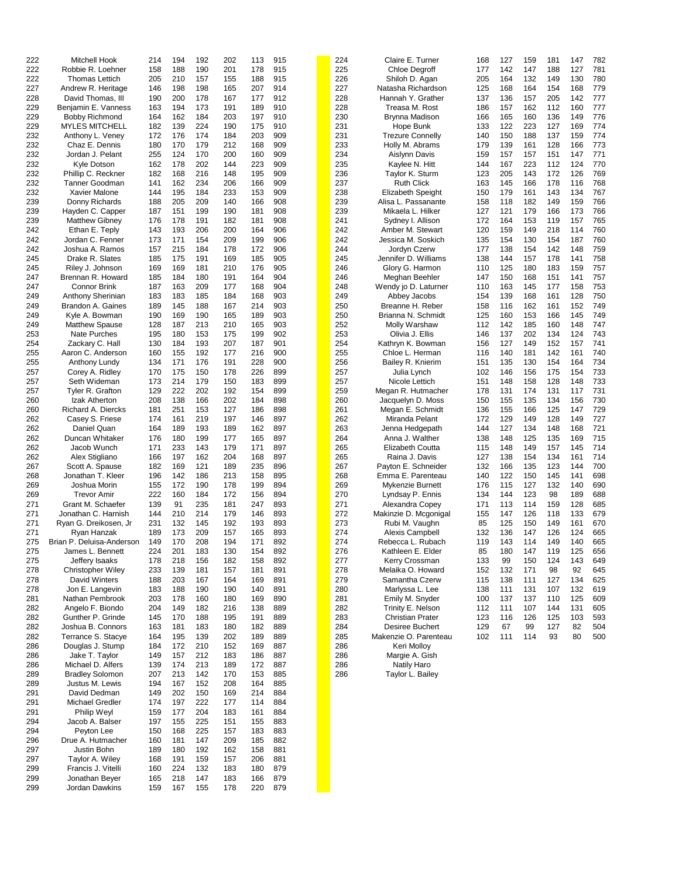| Rank | Name | G1 | G2 | G3 | G4 | G5 | Total |
|---|---|---|---|---|---|---|---|
| 222 | Mitchell Hook | 214 | 194 | 192 | 202 | 113 | 915 |
| 222 | Robbie R. Loehner | 158 | 188 | 190 | 201 | 178 | 915 |
| 222 | Thomas Lettich | 205 | 210 | 157 | 155 | 188 | 915 |
| 227 | Andrew R. Heritage | 146 | 198 | 198 | 165 | 207 | 914 |
| 228 | David Thomas, III | 190 | 200 | 178 | 167 | 177 | 912 |
| 229 | Benjamin E. Vanness | 163 | 194 | 173 | 191 | 189 | 910 |
| 229 | Bobby Richmond | 164 | 162 | 184 | 203 | 197 | 910 |
| 229 | MYLES MITCHELL | 182 | 139 | 224 | 190 | 175 | 910 |
| 232 | Anthony L. Veney | 172 | 176 | 174 | 184 | 203 | 909 |
| 232 | Chaz E. Dennis | 180 | 170 | 179 | 212 | 168 | 909 |
| 232 | Jordan J. Pelant | 255 | 124 | 170 | 200 | 160 | 909 |
| 232 | Kyle Dotson | 162 | 178 | 202 | 144 | 223 | 909 |
| 232 | Phillip C. Reckner | 182 | 168 | 216 | 148 | 195 | 909 |
| 232 | Tanner Goodman | 141 | 162 | 234 | 206 | 166 | 909 |
| 232 | Xavier Malone | 144 | 195 | 184 | 233 | 153 | 909 |
| 239 | Donny Richards | 188 | 205 | 209 | 140 | 166 | 908 |
| 239 | Hayden C. Capper | 187 | 151 | 199 | 190 | 181 | 908 |
| 239 | Matthew Gibney | 176 | 178 | 191 | 182 | 181 | 908 |
| 242 | Ethan E. Teply | 143 | 193 | 206 | 200 | 164 | 906 |
| 242 | Jordan C. Fenner | 173 | 171 | 154 | 209 | 199 | 906 |
| 242 | Joshua A. Ramos | 157 | 215 | 184 | 178 | 172 | 906 |
| 245 | Drake R. Slates | 185 | 175 | 191 | 169 | 185 | 905 |
| 245 | Riley J. Johnson | 169 | 169 | 181 | 210 | 176 | 905 |
| 247 | Brennan R. Howard | 185 | 184 | 180 | 191 | 164 | 904 |
| 247 | Connor Brink | 187 | 163 | 209 | 177 | 168 | 904 |
| 249 | Anthony Sherinian | 183 | 183 | 185 | 184 | 168 | 903 |
| 249 | Brandon A. Gaines | 189 | 145 | 188 | 167 | 214 | 903 |
| 249 | Kyle A. Bowman | 190 | 169 | 190 | 165 | 189 | 903 |
| 249 | Matthew Spause | 128 | 187 | 213 | 210 | 165 | 903 |
| 253 | Nate Purches | 195 | 180 | 153 | 175 | 199 | 902 |
| 254 | Zackary C. Hall | 130 | 184 | 193 | 207 | 187 | 901 |
| 255 | Aaron C. Anderson | 160 | 155 | 192 | 177 | 216 | 900 |
| 255 | Anthony Lundy | 134 | 171 | 176 | 191 | 228 | 900 |
| 257 | Corey A. Ridley | 170 | 175 | 150 | 178 | 226 | 899 |
| 257 | Seth Wideman | 173 | 214 | 179 | 150 | 183 | 899 |
| 257 | Tyler R. Grafton | 129 | 222 | 202 | 192 | 154 | 899 |
| 260 | Izak Atherton | 208 | 138 | 166 | 202 | 184 | 898 |
| 260 | Richard A. Diercks | 181 | 251 | 153 | 127 | 186 | 898 |
| 262 | Casey S. Friese | 174 | 161 | 219 | 197 | 146 | 897 |
| 262 | Daniel Quan | 164 | 189 | 193 | 189 | 162 | 897 |
| 262 | Duncan Whitaker | 176 | 180 | 199 | 177 | 165 | 897 |
| 262 | Jacob Wunch | 171 | 233 | 143 | 179 | 171 | 897 |
| 262 | Alex Stigliano | 166 | 197 | 162 | 204 | 168 | 897 |
| 267 | Scott A. Spause | 182 | 169 | 121 | 189 | 235 | 896 |
| 268 | Jonathan T. Kleer | 196 | 142 | 186 | 213 | 158 | 895 |
| 269 | Joshua Morin | 155 | 172 | 190 | 178 | 199 | 894 |
| 269 | Trevor Amir | 222 | 160 | 184 | 172 | 156 | 894 |
| 271 | Grant M. Schaefer | 139 | 91 | 235 | 181 | 247 | 893 |
| 271 | Jonathan C. Harnish | 144 | 210 | 214 | 179 | 146 | 893 |
| 271 | Ryan G. Dreikosen, Jr | 231 | 132 | 145 | 192 | 193 | 893 |
| 271 | Ryan Hanzak | 189 | 173 | 209 | 157 | 165 | 893 |
| 275 | Brian P. Deluisa-Anderson | 149 | 170 | 208 | 194 | 171 | 892 |
| 275 | James L. Bennett | 224 | 201 | 183 | 130 | 154 | 892 |
| 275 | Jeffery Isaaks | 178 | 218 | 156 | 182 | 158 | 892 |
| 278 | Christopher Wiley | 233 | 139 | 181 | 157 | 181 | 891 |
| 278 | David Winters | 188 | 203 | 167 | 164 | 169 | 891 |
| 278 | Jon E. Langevin | 183 | 188 | 190 | 190 | 140 | 891 |
| 281 | Nathan Pembrook | 203 | 178 | 160 | 180 | 169 | 890 |
| 282 | Angelo F. Biondo | 204 | 149 | 182 | 216 | 138 | 889 |
| 282 | Gunther P. Grinde | 145 | 170 | 188 | 195 | 191 | 889 |
| 282 | Joshua B. Connors | 163 | 181 | 183 | 180 | 182 | 889 |
| 282 | Terrance S. Stacye | 164 | 195 | 139 | 202 | 189 | 889 |
| 286 | Douglas J. Stump | 184 | 172 | 210 | 152 | 169 | 887 |
| 286 | Jake T. Taylor | 149 | 157 | 212 | 183 | 186 | 887 |
| 286 | Michael D. Alfers | 139 | 174 | 213 | 189 | 172 | 887 |
| 289 | Bradley Solomon | 207 | 213 | 142 | 170 | 153 | 885 |
| 289 | Justus M. Lewis | 194 | 167 | 152 | 208 | 164 | 885 |
| 291 | David Dedman | 149 | 202 | 150 | 169 | 214 | 884 |
| 291 | Michael Gredler | 174 | 197 | 222 | 177 | 114 | 884 |
| 291 | Philip Weyl | 159 | 177 | 204 | 183 | 161 | 884 |
| 294 | Jacob A. Balser | 197 | 155 | 225 | 151 | 155 | 883 |
| 294 | Peyton Lee | 150 | 168 | 225 | 157 | 183 | 883 |
| 296 | Drue A. Hutmacher | 160 | 181 | 147 | 209 | 185 | 882 |
| 297 | Justin Bohn | 189 | 180 | 192 | 162 | 158 | 881 |
| 297 | Taylor A. Wiley | 168 | 191 | 159 | 157 | 206 | 881 |
| 299 | Francis J. Vitelli | 160 | 224 | 132 | 183 | 180 | 879 |
| 299 | Jonathan Beyer | 165 | 218 | 147 | 183 | 166 | 879 |
| 299 | Jordan Dawkins | 159 | 167 | 155 | 178 | 220 | 879 |

| Rank | Name | G1 | G2 | G3 | G4 | G5 | Total |
|---|---|---|---|---|---|---|---|
| 224 | Claire E. Turner | 168 | 127 | 159 | 181 | 147 | 782 |
| 225 | Chloe Degroff | 177 | 142 | 147 | 188 | 127 | 781 |
| 226 | Shiloh D. Agan | 205 | 164 | 132 | 149 | 130 | 780 |
| 227 | Natasha Richardson | 125 | 168 | 164 | 154 | 168 | 779 |
| 228 | Hannah Y. Grather | 137 | 136 | 157 | 205 | 142 | 777 |
| 228 | Treasa M. Rost | 186 | 157 | 162 | 112 | 160 | 777 |
| 230 | Brynna Madison | 166 | 165 | 160 | 136 | 149 | 776 |
| 231 | Hope Bunk | 133 | 122 | 223 | 127 | 169 | 774 |
| 231 | Trezure Connelly | 140 | 150 | 188 | 137 | 159 | 774 |
| 233 | Holly M. Abrams | 179 | 139 | 161 | 128 | 166 | 773 |
| 234 | Aislynn Davis | 159 | 157 | 157 | 151 | 147 | 771 |
| 235 | Kaylee N. Hitt | 144 | 167 | 223 | 112 | 124 | 770 |
| 236 | Taylor K. Sturm | 123 | 205 | 143 | 172 | 126 | 769 |
| 237 | Ruth Click | 163 | 145 | 166 | 178 | 116 | 768 |
| 238 | Elizabeth Speight | 150 | 179 | 161 | 143 | 134 | 767 |
| 239 | Alisa L. Passanante | 158 | 118 | 182 | 149 | 159 | 766 |
| 239 | Mikaela L. Hilker | 127 | 121 | 179 | 166 | 173 | 766 |
| 241 | Sydney I. Allison | 172 | 164 | 153 | 119 | 157 | 765 |
| 242 | Amber M. Stewart | 120 | 159 | 149 | 218 | 114 | 760 |
| 242 | Jessica M. Soskich | 135 | 154 | 130 | 154 | 187 | 760 |
| 244 | Jordyn Czerw | 177 | 138 | 154 | 142 | 148 | 759 |
| 245 | Jennifer D. Williams | 138 | 144 | 157 | 178 | 141 | 758 |
| 246 | Glory G. Harmon | 110 | 125 | 180 | 183 | 159 | 757 |
| 246 | Meghan Beehler | 147 | 150 | 168 | 151 | 141 | 757 |
| 248 | Wendy jo D. Laturner | 110 | 163 | 145 | 177 | 158 | 753 |
| 249 | Abbey Jacobs | 154 | 139 | 168 | 161 | 128 | 750 |
| 250 | Breanne H. Reber | 158 | 116 | 162 | 161 | 152 | 749 |
| 250 | Brianna N. Schmidt | 125 | 160 | 153 | 166 | 145 | 749 |
| 252 | Molly Warshaw | 112 | 142 | 185 | 160 | 148 | 747 |
| 253 | Olivia J. Ellis | 146 | 137 | 202 | 134 | 124 | 743 |
| 254 | Kathryn K. Bowman | 156 | 127 | 149 | 152 | 157 | 741 |
| 255 | Chloe L. Herman | 116 | 140 | 181 | 142 | 161 | 740 |
| 256 | Bailey R. Knierim | 151 | 135 | 130 | 154 | 164 | 734 |
| 257 | Julia Lynch | 102 | 146 | 156 | 175 | 154 | 733 |
| 257 | Nicole Lettich | 151 | 148 | 158 | 128 | 148 | 733 |
| 259 | Megan R. Hutmacher | 178 | 131 | 174 | 131 | 117 | 731 |
| 260 | Jacquelyn D. Moss | 150 | 155 | 135 | 134 | 156 | 730 |
| 261 | Megan E. Schmidt | 136 | 155 | 166 | 125 | 147 | 729 |
| 262 | Miranda Pelant | 172 | 129 | 149 | 128 | 149 | 727 |
| 263 | Jenna Hedgepath | 144 | 127 | 134 | 148 | 168 | 721 |
| 264 | Anna J. Walther | 138 | 148 | 125 | 135 | 169 | 715 |
| 265 | Elizabeth Coutta | 115 | 148 | 149 | 157 | 145 | 714 |
| 265 | Raina J. Davis | 127 | 138 | 154 | 134 | 161 | 714 |
| 267 | Payton E. Schneider | 132 | 166 | 135 | 123 | 144 | 700 |
| 268 | Emma E. Parenteau | 140 | 122 | 150 | 145 | 141 | 698 |
| 269 | Mykenzie Burnett | 176 | 115 | 127 | 132 | 140 | 690 |
| 270 | Lyndsay P. Ennis | 134 | 144 | 123 | 98 | 189 | 688 |
| 271 | Alexandra Copey | 171 | 113 | 114 | 159 | 128 | 685 |
| 272 | Makinzie D. Mcgonigal | 155 | 147 | 126 | 118 | 133 | 679 |
| 273 | Rubi M. Vaughn | 85 | 125 | 150 | 149 | 161 | 670 |
| 274 | Alexis Campbell | 132 | 136 | 147 | 126 | 124 | 665 |
| 274 | Rebecca L. Rubach | 119 | 143 | 114 | 149 | 140 | 665 |
| 276 | Kathleen E. Elder | 85 | 180 | 147 | 119 | 125 | 656 |
| 277 | Kerry Crossman | 133 | 99 | 150 | 124 | 143 | 649 |
| 278 | Melaika O. Howard | 152 | 132 | 171 | 98 | 92 | 645 |
| 279 | Samantha Czerw | 115 | 138 | 111 | 127 | 134 | 625 |
| 280 | Marlyssa L. Lee | 138 | 111 | 131 | 107 | 132 | 619 |
| 281 | Emily M. Snyder | 100 | 137 | 137 | 110 | 125 | 609 |
| 282 | Trinity E. Nelson | 112 | 111 | 107 | 144 | 131 | 605 |
| 283 | Christian Prater | 123 | 116 | 126 | 125 | 103 | 593 |
| 284 | Desiree Buchert | 129 | 67 | 99 | 127 | 82 | 504 |
| 285 | Makenzie O. Parenteau | 102 | 111 | 114 | 93 | 80 | 500 |
| 286 | Keri Molloy | | | | | | |
| 286 | Margie A. Gish | | | | | | |
| 286 | Natily Haro | | | | | | |
| 286 | Taylor L. Bailey | | | | | | |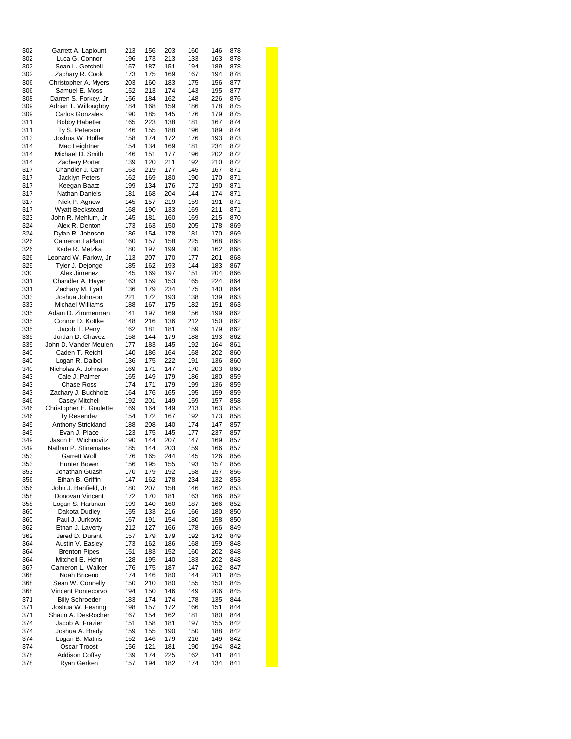| | | | | | | | |
|---|---|---|---|---|---|---|---|
| 302 | Garrett A. Laplount | 213 | 156 | 203 | 160 | 146 | 878 |
| 302 | Luca G. Connor | 196 | 173 | 213 | 133 | 163 | 878 |
| 302 | Sean L. Getchell | 157 | 187 | 151 | 194 | 189 | 878 |
| 302 | Zachary R. Cook | 173 | 175 | 169 | 167 | 194 | 878 |
| 306 | Christopher A. Myers | 203 | 160 | 183 | 175 | 156 | 877 |
| 306 | Samuel E. Moss | 152 | 213 | 174 | 143 | 195 | 877 |
| 308 | Darren S. Forkey, Jr | 156 | 184 | 162 | 148 | 226 | 876 |
| 309 | Adrian T. Willoughby | 184 | 168 | 159 | 186 | 178 | 875 |
| 309 | Carlos Gonzales | 190 | 185 | 145 | 176 | 179 | 875 |
| 311 | Bobby Habetler | 165 | 223 | 138 | 181 | 167 | 874 |
| 311 | Ty S. Peterson | 146 | 155 | 188 | 196 | 189 | 874 |
| 313 | Joshua W. Hoffer | 158 | 174 | 172 | 176 | 193 | 873 |
| 314 | Mac Leightner | 154 | 134 | 169 | 181 | 234 | 872 |
| 314 | Michael D. Smith | 146 | 151 | 177 | 196 | 202 | 872 |
| 314 | Zachery Porter | 139 | 120 | 211 | 192 | 210 | 872 |
| 317 | Chandler J. Carr | 163 | 219 | 177 | 145 | 167 | 871 |
| 317 | Jacklyn Peters | 162 | 169 | 180 | 190 | 170 | 871 |
| 317 | Keegan Baatz | 199 | 134 | 176 | 172 | 190 | 871 |
| 317 | Nathan Daniels | 181 | 168 | 204 | 144 | 174 | 871 |
| 317 | Nick P. Agnew | 145 | 157 | 219 | 159 | 191 | 871 |
| 317 | Wyatt Beckstead | 168 | 190 | 133 | 169 | 211 | 871 |
| 323 | John R. Mehlum, Jr | 145 | 181 | 160 | 169 | 215 | 870 |
| 324 | Alex R. Denton | 173 | 163 | 150 | 205 | 178 | 869 |
| 324 | Dylan R. Johnson | 186 | 154 | 178 | 181 | 170 | 869 |
| 326 | Cameron LaPlant | 160 | 157 | 158 | 225 | 168 | 868 |
| 326 | Kade R. Metzka | 180 | 197 | 199 | 130 | 162 | 868 |
| 326 | Leonard W. Farlow, Jr | 113 | 207 | 170 | 177 | 201 | 868 |
| 329 | Tyler J. Dejonge | 185 | 162 | 193 | 144 | 183 | 867 |
| 330 | Alex Jimenez | 145 | 169 | 197 | 151 | 204 | 866 |
| 331 | Chandler A. Hayer | 163 | 159 | 153 | 165 | 224 | 864 |
| 331 | Zachary M. Lyall | 136 | 179 | 234 | 175 | 140 | 864 |
| 333 | Joshua Johnson | 221 | 172 | 193 | 138 | 139 | 863 |
| 333 | Michael Williams | 188 | 167 | 175 | 182 | 151 | 863 |
| 335 | Adam D. Zimmerman | 141 | 197 | 169 | 156 | 199 | 862 |
| 335 | Connor D. Kottke | 148 | 216 | 136 | 212 | 150 | 862 |
| 335 | Jacob T. Perry | 162 | 181 | 181 | 159 | 179 | 862 |
| 335 | Jordan D. Chavez | 158 | 144 | 179 | 188 | 193 | 862 |
| 339 | John D. Vander Meulen | 177 | 183 | 145 | 192 | 164 | 861 |
| 340 | Caden T. Reichl | 140 | 186 | 164 | 168 | 202 | 860 |
| 340 | Logan R. Dalbol | 136 | 175 | 222 | 191 | 136 | 860 |
| 340 | Nicholas A. Johnson | 169 | 171 | 147 | 170 | 203 | 860 |
| 343 | Cale J. Palmer | 165 | 149 | 179 | 186 | 180 | 859 |
| 343 | Chase Ross | 174 | 171 | 179 | 199 | 136 | 859 |
| 343 | Zachary J. Buchholz | 164 | 176 | 165 | 195 | 159 | 859 |
| 346 | Casey Mitchell | 192 | 201 | 149 | 159 | 157 | 858 |
| 346 | Christopher E. Goulette | 169 | 164 | 149 | 213 | 163 | 858 |
| 346 | Ty Resendez | 154 | 172 | 167 | 192 | 173 | 858 |
| 349 | Anthony Strickland | 188 | 208 | 140 | 174 | 147 | 857 |
| 349 | Evan J. Place | 123 | 175 | 145 | 177 | 237 | 857 |
| 349 | Jason E. Wichnovitz | 190 | 144 | 207 | 147 | 169 | 857 |
| 349 | Nathan P. Stinemates | 185 | 144 | 203 | 159 | 166 | 857 |
| 353 | Garrett Wolf | 176 | 165 | 244 | 145 | 126 | 856 |
| 353 | Hunter Bower | 156 | 195 | 155 | 193 | 157 | 856 |
| 353 | Jonathan Guash | 170 | 179 | 192 | 158 | 157 | 856 |
| 356 | Ethan B. Griffin | 147 | 162 | 178 | 234 | 132 | 853 |
| 356 | John J. Banfield, Jr | 180 | 207 | 158 | 146 | 162 | 853 |
| 358 | Donovan Vincent | 172 | 170 | 181 | 163 | 166 | 852 |
| 358 | Logan S. Hartman | 199 | 140 | 160 | 187 | 166 | 852 |
| 360 | Dakota Dudley | 155 | 133 | 216 | 166 | 180 | 850 |
| 360 | Paul J. Jurkovic | 167 | 191 | 154 | 180 | 158 | 850 |
| 362 | Ethan J. Laverty | 212 | 127 | 166 | 178 | 166 | 849 |
| 362 | Jared D. Durant | 157 | 179 | 179 | 192 | 142 | 849 |
| 364 | Austin V. Easley | 173 | 162 | 186 | 168 | 159 | 848 |
| 364 | Brenton Pipes | 151 | 183 | 152 | 160 | 202 | 848 |
| 364 | Mitchell E. Hehn | 128 | 195 | 140 | 183 | 202 | 848 |
| 367 | Cameron L. Walker | 176 | 175 | 187 | 147 | 162 | 847 |
| 368 | Noah Briceno | 174 | 146 | 180 | 144 | 201 | 845 |
| 368 | Sean W. Connelly | 150 | 210 | 180 | 155 | 150 | 845 |
| 368 | Vincent Pontecorvo | 194 | 150 | 146 | 149 | 206 | 845 |
| 371 | Billy Schroeder | 183 | 174 | 174 | 178 | 135 | 844 |
| 371 | Joshua W. Fearing | 198 | 157 | 172 | 166 | 151 | 844 |
| 371 | Shaun A. DesRocher | 167 | 154 | 162 | 181 | 180 | 844 |
| 374 | Jacob A. Frazier | 151 | 158 | 181 | 197 | 155 | 842 |
| 374 | Joshua A. Brady | 159 | 155 | 190 | 150 | 188 | 842 |
| 374 | Logan B. Mathis | 152 | 146 | 179 | 216 | 149 | 842 |
| 374 | Oscar Troost | 156 | 121 | 181 | 190 | 194 | 842 |
| 378 | Addison Coffey | 139 | 174 | 225 | 162 | 141 | 841 |
| 378 | Ryan Gerken | 157 | 194 | 182 | 174 | 134 | 841 |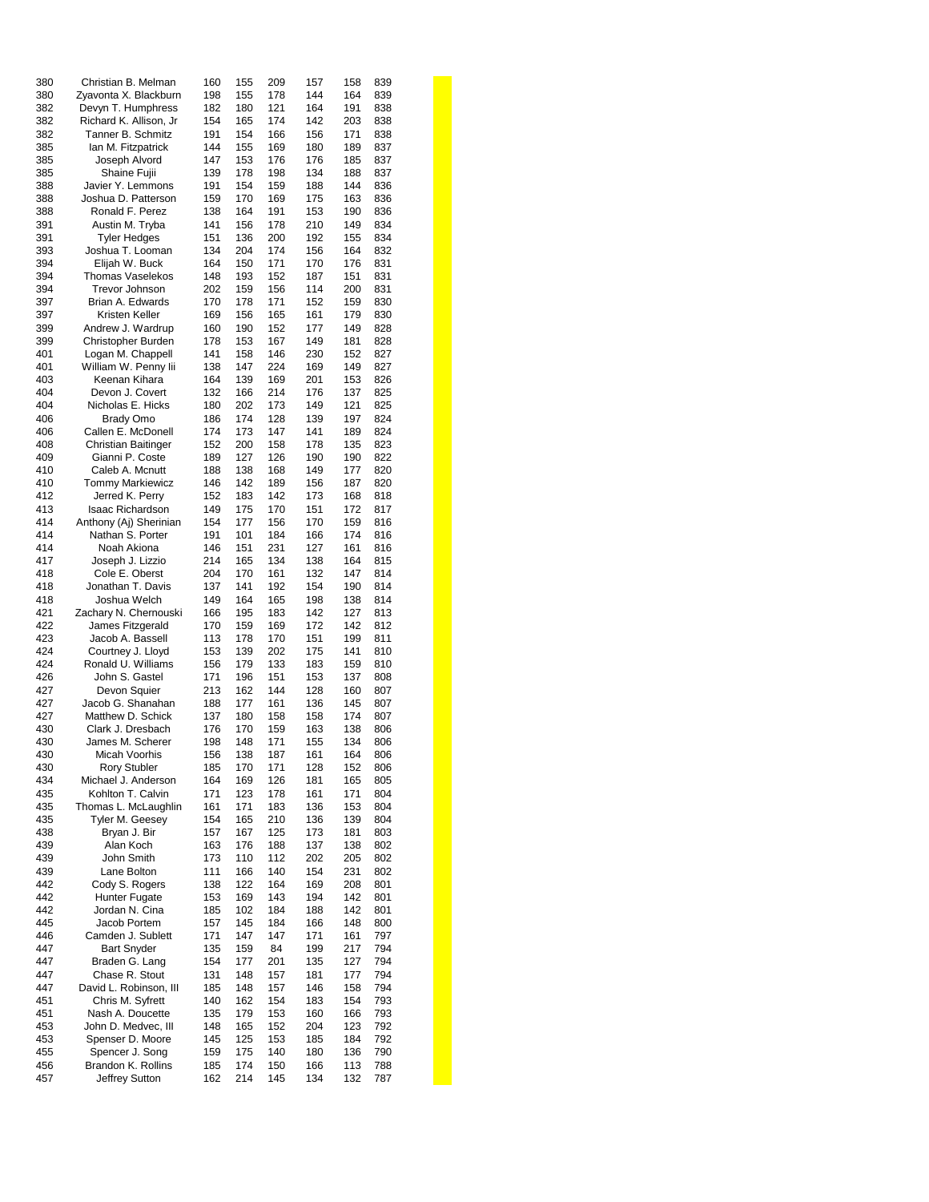| | | | | | | | |
|---|---|---|---|---|---|---|---|
| 380 | Christian B. Melman | 160 | 155 | 209 | 157 | 158 | 839 |
| 380 | Zyavonta X. Blackburn | 198 | 155 | 178 | 144 | 164 | 839 |
| 382 | Devyn T. Humphress | 182 | 180 | 121 | 164 | 191 | 838 |
| 382 | Richard K. Allison, Jr | 154 | 165 | 174 | 142 | 203 | 838 |
| 382 | Tanner B. Schmitz | 191 | 154 | 166 | 156 | 171 | 838 |
| 385 | Ian M. Fitzpatrick | 144 | 155 | 169 | 180 | 189 | 837 |
| 385 | Joseph Alvord | 147 | 153 | 176 | 176 | 185 | 837 |
| 385 | Shaine Fujii | 139 | 178 | 198 | 134 | 188 | 837 |
| 388 | Javier Y. Lemmons | 191 | 154 | 159 | 188 | 144 | 836 |
| 388 | Joshua D. Patterson | 159 | 170 | 169 | 175 | 163 | 836 |
| 388 | Ronald F. Perez | 138 | 164 | 191 | 153 | 190 | 836 |
| 391 | Austin M. Tryba | 141 | 156 | 178 | 210 | 149 | 834 |
| 391 | Tyler Hedges | 151 | 136 | 200 | 192 | 155 | 834 |
| 393 | Joshua T. Looman | 134 | 204 | 174 | 156 | 164 | 832 |
| 394 | Elijah W. Buck | 164 | 150 | 171 | 170 | 176 | 831 |
| 394 | Thomas Vaselekos | 148 | 193 | 152 | 187 | 151 | 831 |
| 394 | Trevor Johnson | 202 | 159 | 156 | 114 | 200 | 831 |
| 397 | Brian A. Edwards | 170 | 178 | 171 | 152 | 159 | 830 |
| 397 | Kristen Keller | 169 | 156 | 165 | 161 | 179 | 830 |
| 399 | Andrew J. Wardrup | 160 | 190 | 152 | 177 | 149 | 828 |
| 399 | Christopher Burden | 178 | 153 | 167 | 149 | 181 | 828 |
| 401 | Logan M. Chappell | 141 | 158 | 146 | 230 | 152 | 827 |
| 401 | William W. Penny Iii | 138 | 147 | 224 | 169 | 149 | 827 |
| 403 | Keenan Kihara | 164 | 139 | 169 | 201 | 153 | 826 |
| 404 | Devon J. Covert | 132 | 166 | 214 | 176 | 137 | 825 |
| 404 | Nicholas E. Hicks | 180 | 202 | 173 | 149 | 121 | 825 |
| 406 | Brady Omo | 186 | 174 | 128 | 139 | 197 | 824 |
| 406 | Callen E. McDonell | 174 | 173 | 147 | 141 | 189 | 824 |
| 408 | Christian Baitinger | 152 | 200 | 158 | 178 | 135 | 823 |
| 409 | Gianni P. Coste | 189 | 127 | 126 | 190 | 190 | 822 |
| 410 | Caleb A. Mcnutt | 188 | 138 | 168 | 149 | 177 | 820 |
| 410 | Tommy Markiewicz | 146 | 142 | 189 | 156 | 187 | 820 |
| 412 | Jerred K. Perry | 152 | 183 | 142 | 173 | 168 | 818 |
| 413 | Isaac Richardson | 149 | 175 | 170 | 151 | 172 | 817 |
| 414 | Anthony (Aj) Sherinian | 154 | 177 | 156 | 170 | 159 | 816 |
| 414 | Nathan S. Porter | 191 | 101 | 184 | 166 | 174 | 816 |
| 414 | Noah Akiona | 146 | 151 | 231 | 127 | 161 | 816 |
| 417 | Joseph J. Lizzio | 214 | 165 | 134 | 138 | 164 | 815 |
| 418 | Cole E. Oberst | 204 | 170 | 161 | 132 | 147 | 814 |
| 418 | Jonathan T. Davis | 137 | 141 | 192 | 154 | 190 | 814 |
| 418 | Joshua Welch | 149 | 164 | 165 | 198 | 138 | 814 |
| 421 | Zachary N. Chernouski | 166 | 195 | 183 | 142 | 127 | 813 |
| 422 | James Fitzgerald | 170 | 159 | 169 | 172 | 142 | 812 |
| 423 | Jacob A. Bassell | 113 | 178 | 170 | 151 | 199 | 811 |
| 424 | Courtney J. Lloyd | 153 | 139 | 202 | 175 | 141 | 810 |
| 424 | Ronald U. Williams | 156 | 179 | 133 | 183 | 159 | 810 |
| 426 | John S. Gastel | 171 | 196 | 151 | 153 | 137 | 808 |
| 427 | Devon Squier | 213 | 162 | 144 | 128 | 160 | 807 |
| 427 | Jacob G. Shanahan | 188 | 177 | 161 | 136 | 145 | 807 |
| 427 | Matthew D. Schick | 137 | 180 | 158 | 158 | 174 | 807 |
| 430 | Clark J. Dresbach | 176 | 170 | 159 | 163 | 138 | 806 |
| 430 | James M. Scherer | 198 | 148 | 171 | 155 | 134 | 806 |
| 430 | Micah Voorhis | 156 | 138 | 187 | 161 | 164 | 806 |
| 430 | Rory Stubler | 185 | 170 | 171 | 128 | 152 | 806 |
| 434 | Michael J. Anderson | 164 | 169 | 126 | 181 | 165 | 805 |
| 435 | Kohlton T. Calvin | 171 | 123 | 178 | 161 | 171 | 804 |
| 435 | Thomas L. McLaughlin | 161 | 171 | 183 | 136 | 153 | 804 |
| 435 | Tyler M. Geesey | 154 | 165 | 210 | 136 | 139 | 804 |
| 438 | Bryan J. Bir | 157 | 167 | 125 | 173 | 181 | 803 |
| 439 | Alan Koch | 163 | 176 | 188 | 137 | 138 | 802 |
| 439 | John Smith | 173 | 110 | 112 | 202 | 205 | 802 |
| 439 | Lane Bolton | 111 | 166 | 140 | 154 | 231 | 802 |
| 442 | Cody S. Rogers | 138 | 122 | 164 | 169 | 208 | 801 |
| 442 | Hunter Fugate | 153 | 169 | 143 | 194 | 142 | 801 |
| 442 | Jordan N. Cina | 185 | 102 | 184 | 188 | 142 | 801 |
| 445 | Jacob Portem | 157 | 145 | 184 | 166 | 148 | 800 |
| 446 | Camden J. Sublett | 171 | 147 | 147 | 171 | 161 | 797 |
| 447 | Bart Snyder | 135 | 159 | 84 | 199 | 217 | 794 |
| 447 | Braden G. Lang | 154 | 177 | 201 | 135 | 127 | 794 |
| 447 | Chase R. Stout | 131 | 148 | 157 | 181 | 177 | 794 |
| 447 | David L. Robinson, III | 185 | 148 | 157 | 146 | 158 | 794 |
| 451 | Chris M. Syfrett | 140 | 162 | 154 | 183 | 154 | 793 |
| 451 | Nash A. Doucette | 135 | 179 | 153 | 160 | 166 | 793 |
| 453 | John D. Medvec, III | 148 | 165 | 152 | 204 | 123 | 792 |
| 453 | Spenser D. Moore | 145 | 125 | 153 | 185 | 184 | 792 |
| 455 | Spencer J. Song | 159 | 175 | 140 | 180 | 136 | 790 |
| 456 | Brandon K. Rollins | 185 | 174 | 150 | 166 | 113 | 788 |
| 457 | Jeffrey Sutton | 162 | 214 | 145 | 134 | 132 | 787 |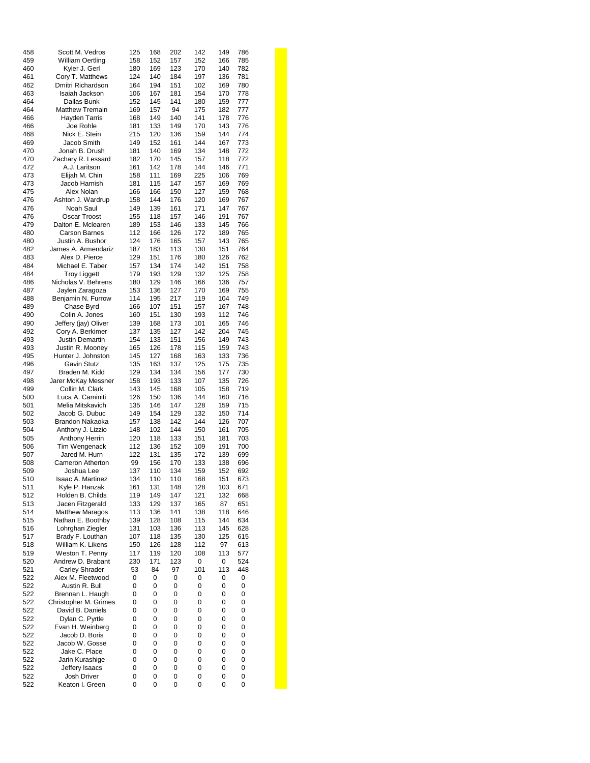| | | | | | | | |
|---|---|---|---|---|---|---|---|
| 458 | Scott M. Vedros | 125 | 168 | 202 | 142 | 149 | 786 |
| 459 | William Oertling | 158 | 152 | 157 | 152 | 166 | 785 |
| 460 | Kyler J. Gerl | 180 | 169 | 123 | 170 | 140 | 782 |
| 461 | Cory T. Matthews | 124 | 140 | 184 | 197 | 136 | 781 |
| 462 | Dmitri Richardson | 164 | 194 | 151 | 102 | 169 | 780 |
| 463 | Isaiah Jackson | 106 | 167 | 181 | 154 | 170 | 778 |
| 464 | Dallas Bunk | 152 | 145 | 141 | 180 | 159 | 777 |
| 464 | Matthew Tremain | 169 | 157 | 94 | 175 | 182 | 777 |
| 466 | Hayden Tarris | 168 | 149 | 140 | 141 | 178 | 776 |
| 466 | Joe Rohle | 181 | 133 | 149 | 170 | 143 | 776 |
| 468 | Nick E. Stein | 215 | 120 | 136 | 159 | 144 | 774 |
| 469 | Jacob Smith | 149 | 152 | 161 | 144 | 167 | 773 |
| 470 | Jonah B. Drush | 181 | 140 | 169 | 134 | 148 | 772 |
| 470 | Zachary R. Lessard | 182 | 170 | 145 | 157 | 118 | 772 |
| 472 | A.J. Laritson | 161 | 142 | 178 | 144 | 146 | 771 |
| 473 | Elijah M. Chin | 158 | 111 | 169 | 225 | 106 | 769 |
| 473 | Jacob Harnish | 181 | 115 | 147 | 157 | 169 | 769 |
| 475 | Alex Nolan | 166 | 166 | 150 | 127 | 159 | 768 |
| 476 | Ashton J. Wardrup | 158 | 144 | 176 | 120 | 169 | 767 |
| 476 | Noah Saul | 149 | 139 | 161 | 171 | 147 | 767 |
| 476 | Oscar Troost | 155 | 118 | 157 | 146 | 191 | 767 |
| 479 | Dalton E. Mclearen | 189 | 153 | 146 | 133 | 145 | 766 |
| 480 | Carson Barnes | 112 | 166 | 126 | 172 | 189 | 765 |
| 480 | Justin A. Bushor | 124 | 176 | 165 | 157 | 143 | 765 |
| 482 | James A. Armendariz | 187 | 183 | 113 | 130 | 151 | 764 |
| 483 | Alex D. Pierce | 129 | 151 | 176 | 180 | 126 | 762 |
| 484 | Michael E. Taber | 157 | 134 | 174 | 142 | 151 | 758 |
| 484 | Troy Liggett | 179 | 193 | 129 | 132 | 125 | 758 |
| 486 | Nicholas V. Behrens | 180 | 129 | 146 | 166 | 136 | 757 |
| 487 | Jaylen Zaragoza | 153 | 136 | 127 | 170 | 169 | 755 |
| 488 | Benjamin N. Furrow | 114 | 195 | 217 | 119 | 104 | 749 |
| 489 | Chase Byrd | 166 | 107 | 151 | 157 | 167 | 748 |
| 490 | Colin A. Jones | 160 | 151 | 130 | 193 | 112 | 746 |
| 490 | Jeffery (jay) Oliver | 139 | 168 | 173 | 101 | 165 | 746 |
| 492 | Cory A. Berkimer | 137 | 135 | 127 | 142 | 204 | 745 |
| 493 | Justin Demartin | 154 | 133 | 151 | 156 | 149 | 743 |
| 493 | Justin R. Mooney | 165 | 126 | 178 | 115 | 159 | 743 |
| 495 | Hunter J. Johnston | 145 | 127 | 168 | 163 | 133 | 736 |
| 496 | Gavin Stutz | 135 | 163 | 137 | 125 | 175 | 735 |
| 497 | Braden M. Kidd | 129 | 134 | 134 | 156 | 177 | 730 |
| 498 | Jarer McKay Messner | 158 | 193 | 133 | 107 | 135 | 726 |
| 499 | Collin M. Clark | 143 | 145 | 168 | 105 | 158 | 719 |
| 500 | Luca A. Caminiti | 126 | 150 | 136 | 144 | 160 | 716 |
| 501 | Melia Mitskavich | 135 | 146 | 147 | 128 | 159 | 715 |
| 502 | Jacob G. Dubuc | 149 | 154 | 129 | 132 | 150 | 714 |
| 503 | Brandon Nakaoka | 157 | 138 | 142 | 144 | 126 | 707 |
| 504 | Anthony J. Lizzio | 148 | 102 | 144 | 150 | 161 | 705 |
| 505 | Anthony Herrin | 120 | 118 | 133 | 151 | 181 | 703 |
| 506 | Tim Wengenack | 112 | 136 | 152 | 109 | 191 | 700 |
| 507 | Jared M. Hurn | 122 | 131 | 135 | 172 | 139 | 699 |
| 508 | Cameron Atherton | 99 | 156 | 170 | 133 | 138 | 696 |
| 509 | Joshua Lee | 137 | 110 | 134 | 159 | 152 | 692 |
| 510 | Isaac A. Martinez | 134 | 110 | 110 | 168 | 151 | 673 |
| 511 | Kyle P. Hanzak | 161 | 131 | 148 | 128 | 103 | 671 |
| 512 | Holden B. Childs | 119 | 149 | 147 | 121 | 132 | 668 |
| 513 | Jacen Fitzgerald | 133 | 129 | 137 | 165 | 87 | 651 |
| 514 | Matthew Maragos | 113 | 136 | 141 | 138 | 118 | 646 |
| 515 | Nathan E. Boothby | 139 | 128 | 108 | 115 | 144 | 634 |
| 516 | Lohrghan Ziegler | 131 | 103 | 136 | 113 | 145 | 628 |
| 517 | Brady F. Louthan | 107 | 118 | 135 | 130 | 125 | 615 |
| 518 | William K. Likens | 150 | 126 | 128 | 112 | 97 | 613 |
| 519 | Weston T. Penny | 117 | 119 | 120 | 108 | 113 | 577 |
| 520 | Andrew D. Brabant | 230 | 171 | 123 | 0 | 0 | 524 |
| 521 | Carley Shrader | 53 | 84 | 97 | 101 | 113 | 448 |
| 522 | Alex M. Fleetwood | 0 | 0 | 0 | 0 | 0 | 0 |
| 522 | Austin R. Bull | 0 | 0 | 0 | 0 | 0 | 0 |
| 522 | Brennan L. Haugh | 0 | 0 | 0 | 0 | 0 | 0 |
| 522 | Christopher M. Grimes | 0 | 0 | 0 | 0 | 0 | 0 |
| 522 | David B. Daniels | 0 | 0 | 0 | 0 | 0 | 0 |
| 522 | Dylan C. Pyrtle | 0 | 0 | 0 | 0 | 0 | 0 |
| 522 | Evan H. Weinberg | 0 | 0 | 0 | 0 | 0 | 0 |
| 522 | Jacob D. Boris | 0 | 0 | 0 | 0 | 0 | 0 |
| 522 | Jacob W. Gosse | 0 | 0 | 0 | 0 | 0 | 0 |
| 522 | Jake C. Place | 0 | 0 | 0 | 0 | 0 | 0 |
| 522 | Jarin Kurashige | 0 | 0 | 0 | 0 | 0 | 0 |
| 522 | Jeffery Isaacs | 0 | 0 | 0 | 0 | 0 | 0 |
| 522 | Josh Driver | 0 | 0 | 0 | 0 | 0 | 0 |
| 522 | Keaton I. Green | 0 | 0 | 0 | 0 | 0 | 0 |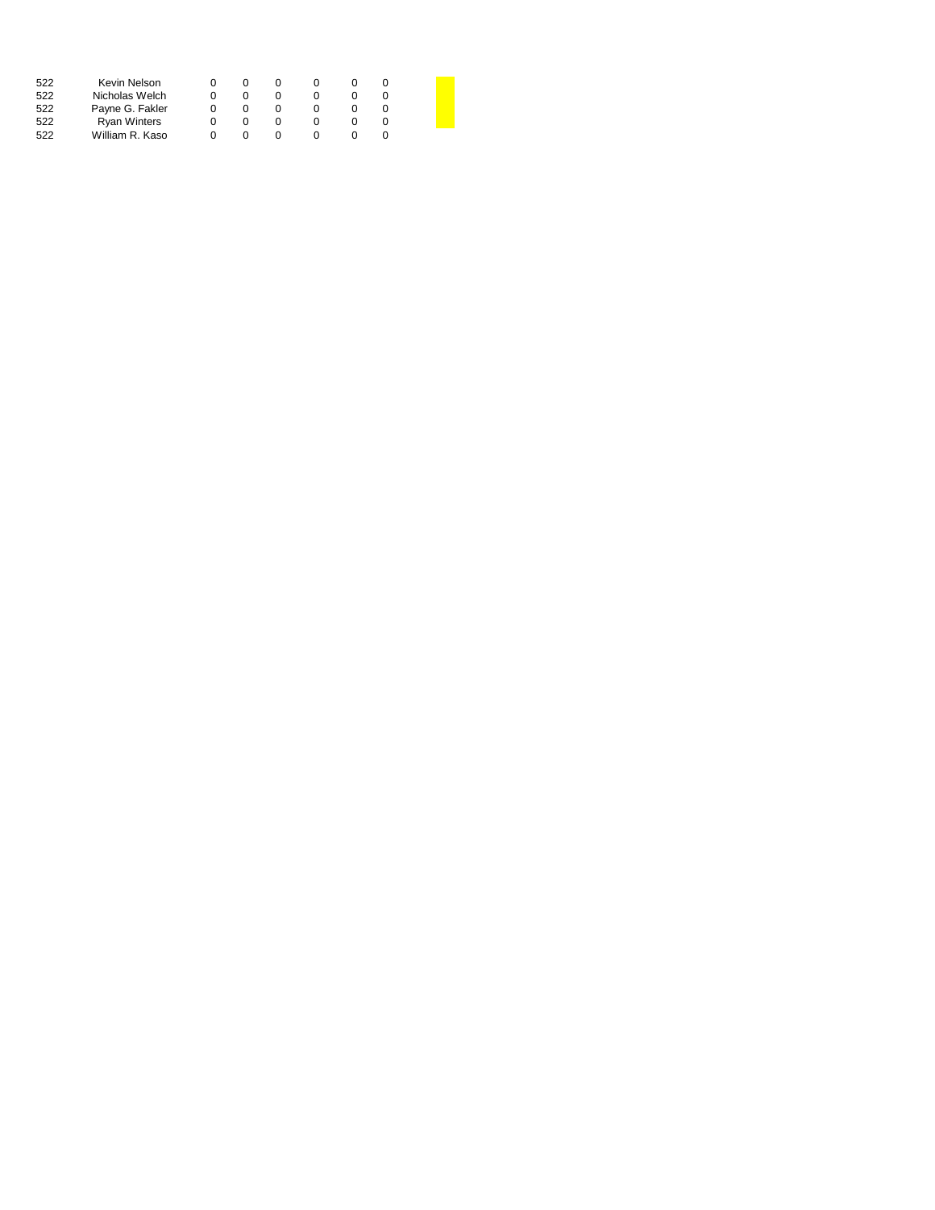| | | | | | | | |
|---|---|---|---|---|---|---|---|
| 522 | Kevin Nelson | 0 | 0 | 0 | 0 | 0 | 0 |
| 522 | Nicholas Welch | 0 | 0 | 0 | 0 | 0 | 0 |
| 522 | Payne G. Fakler | 0 | 0 | 0 | 0 | 0 | 0 |
| 522 | Ryan Winters | 0 | 0 | 0 | 0 | 0 | 0 |
| 522 | William R. Kaso | 0 | 0 | 0 | 0 | 0 | 0 |